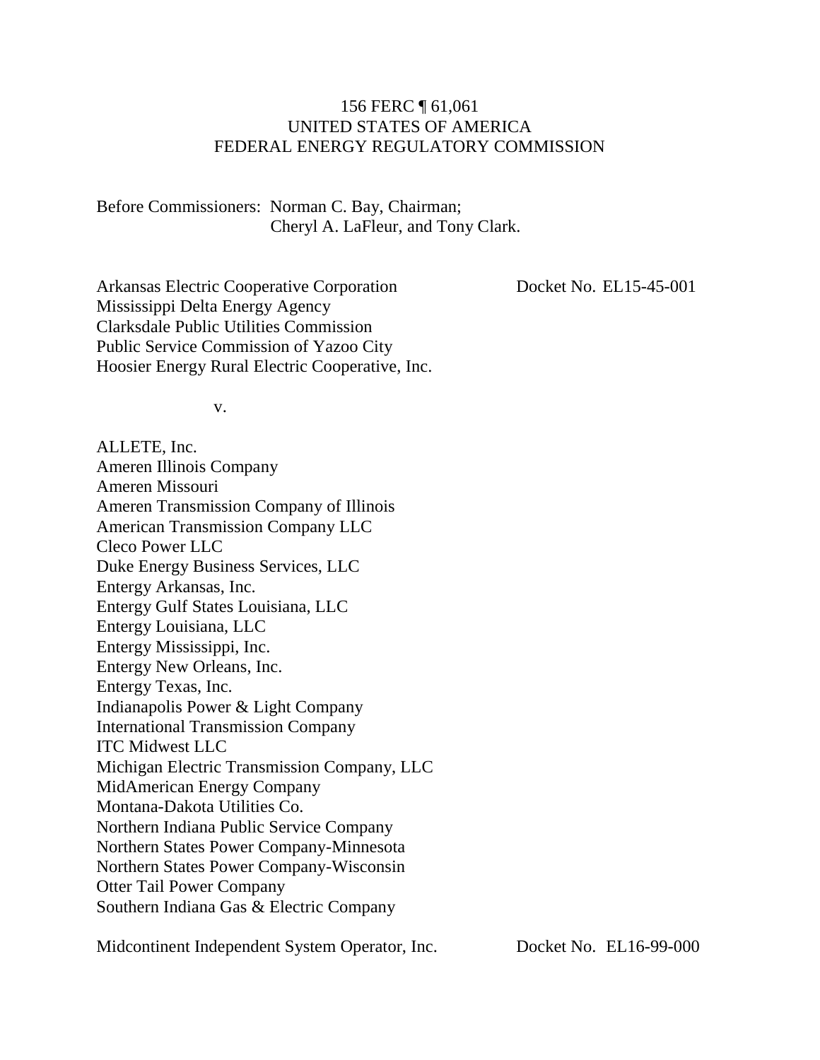156 FERC ¶ 61,061
UNITED STATES OF AMERICA
FEDERAL ENERGY REGULATORY COMMISSION

Before Commissioners: Norman C. Bay, Chairman;
Cheryl A. LaFleur, and Tony Clark.

Arkansas Electric Cooperative Corporation
Mississippi Delta Energy Agency
Clarksdale Public Utilities Commission
Public Service Commission of Yazoo City
Hoosier Energy Rural Electric Cooperative, Inc.

Docket No. EL15-45-001

v.

ALLETE, Inc.
Ameren Illinois Company
Ameren Missouri
Ameren Transmission Company of Illinois
American Transmission Company LLC
Cleco Power LLC
Duke Energy Business Services, LLC
Entergy Arkansas, Inc.
Entergy Gulf States Louisiana, LLC
Entergy Louisiana, LLC
Entergy Mississippi, Inc.
Entergy New Orleans, Inc.
Entergy Texas, Inc.
Indianapolis Power & Light Company
International Transmission Company
ITC Midwest LLC
Michigan Electric Transmission Company, LLC
MidAmerican Energy Company
Montana-Dakota Utilities Co.
Northern Indiana Public Service Company
Northern States Power Company-Minnesota
Northern States Power Company-Wisconsin
Otter Tail Power Company
Southern Indiana Gas & Electric Company

Midcontinent Independent System Operator, Inc.

Docket No. EL16-99-000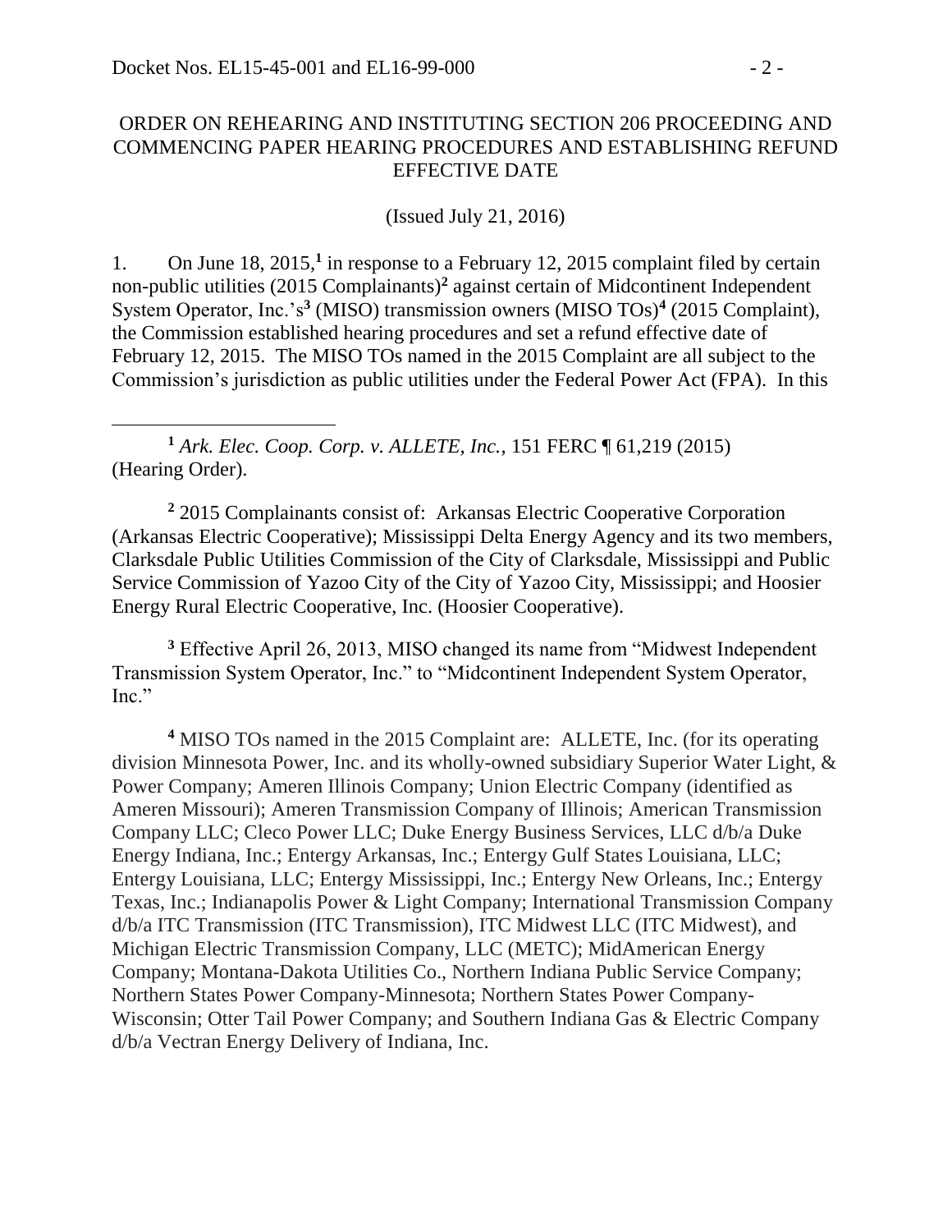ORDER ON REHEARING AND INSTITUTING SECTION 206 PROCEEDING AND COMMENCING PAPER HEARING PROCEDURES AND ESTABLISHING REFUND EFFECTIVE DATE

(Issued July 21, 2016)

1. On June 18, 2015,[1] in response to a February 12, 2015 complaint filed by certain non-public utilities (2015 Complainants)[2] against certain of Midcontinent Independent System Operator, Inc.'s[3] (MISO) transmission owners (MISO TOs)[4] (2015 Complaint), the Commission established hearing procedures and set a refund effective date of February 12, 2015. The MISO TOs named in the 2015 Complaint are all subject to the Commission's jurisdiction as public utilities under the Federal Power Act (FPA). In this

---

[1] *Ark. Elec. Coop. Corp. v. ALLETE, Inc.*, 151 FERC ¶ 61,219 (2015) (Hearing Order).

[2] 2015 Complainants consist of: Arkansas Electric Cooperative Corporation (Arkansas Electric Cooperative); Mississippi Delta Energy Agency and its two members, Clarksdale Public Utilities Commission of the City of Clarksdale, Mississippi and Public Service Commission of Yazoo City of the City of Yazoo City, Mississippi; and Hoosier Energy Rural Electric Cooperative, Inc. (Hoosier Cooperative).

[3] Effective April 26, 2013, MISO changed its name from "Midwest Independent Transmission System Operator, Inc." to "Midcontinent Independent System Operator, Inc."

[4] MISO TOs named in the 2015 Complaint are: ALLETE, Inc. (for its operating division Minnesota Power, Inc. and its wholly-owned subsidiary Superior Water Light, & Power Company; Ameren Illinois Company; Union Electric Company (identified as Ameren Missouri); Ameren Transmission Company of Illinois; American Transmission Company LLC; Cleco Power LLC; Duke Energy Business Services, LLC d/b/a Duke Energy Indiana, Inc.; Entergy Arkansas, Inc.; Entergy Gulf States Louisiana, LLC; Entergy Louisiana, LLC; Entergy Mississippi, Inc.; Entergy New Orleans, Inc.; Entergy Texas, Inc.; Indianapolis Power & Light Company; International Transmission Company d/b/a ITC Transmission (ITC Transmission), ITC Midwest LLC (ITC Midwest), and Michigan Electric Transmission Company, LLC (METC); MidAmerican Energy Company; Montana-Dakota Utilities Co., Northern Indiana Public Service Company; Northern States Power Company-Minnesota; Northern States Power Company-Wisconsin; Otter Tail Power Company; and Southern Indiana Gas & Electric Company d/b/a Vectran Energy Delivery of Indiana, Inc.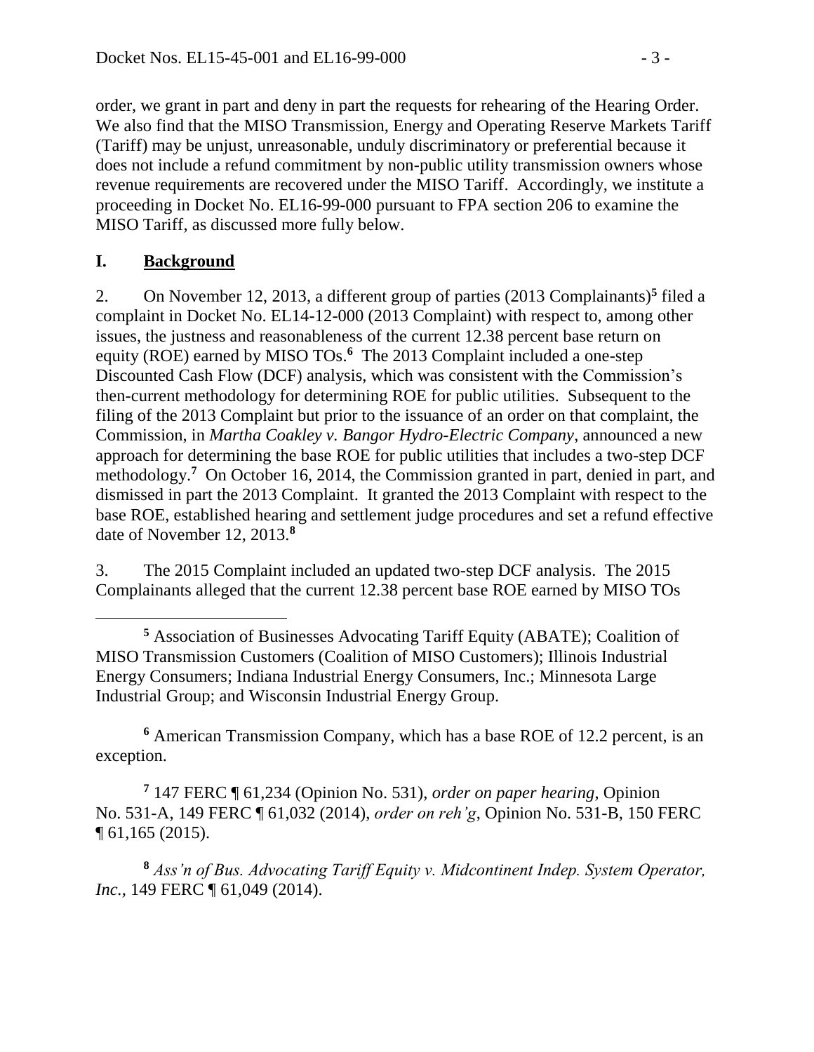order, we grant in part and deny in part the requests for rehearing of the Hearing Order. We also find that the MISO Transmission, Energy and Operating Reserve Markets Tariff (Tariff) may be unjust, unreasonable, unduly discriminatory or preferential because it does not include a refund commitment by non-public utility transmission owners whose revenue requirements are recovered under the MISO Tariff. Accordingly, we institute a proceeding in Docket No. EL16-99-000 pursuant to FPA section 206 to examine the MISO Tariff, as discussed more fully below.

## I. Background

2. On November 12, 2013, a different group of parties (2013 Complainants)[5] filed a complaint in Docket No. EL14-12-000 (2013 Complaint) with respect to, among other issues, the justness and reasonableness of the current 12.38 percent base return on equity (ROE) earned by MISO TOs.[6] The 2013 Complaint included a one-step Discounted Cash Flow (DCF) analysis, which was consistent with the Commission's then-current methodology for determining ROE for public utilities. Subsequent to the filing of the 2013 Complaint but prior to the issuance of an order on that complaint, the Commission, in *Martha Coakley v. Bangor Hydro-Electric Company*, announced a new approach for determining the base ROE for public utilities that includes a two-step DCF methodology.[7] On October 16, 2014, the Commission granted in part, denied in part, and dismissed in part the 2013 Complaint. It granted the 2013 Complaint with respect to the base ROE, established hearing and settlement judge procedures and set a refund effective date of November 12, 2013.[8]

3. The 2015 Complaint included an updated two-step DCF analysis. The 2015 Complainants alleged that the current 12.38 percent base ROE earned by MISO TOs

---

[5] Association of Businesses Advocating Tariff Equity (ABATE); Coalition of MISO Transmission Customers (Coalition of MISO Customers); Illinois Industrial Energy Consumers; Indiana Industrial Energy Consumers, Inc.; Minnesota Large Industrial Group; and Wisconsin Industrial Energy Group.

[6] American Transmission Company, which has a base ROE of 12.2 percent, is an exception.

[7] 147 FERC ¶ 61,234 (Opinion No. 531), *order on paper hearing*, Opinion No. 531-A, 149 FERC ¶ 61,032 (2014), *order on reh'g*, Opinion No. 531-B, 150 FERC ¶ 61,165 (2015).

[8] *Ass'n of Bus. Advocating Tariff Equity v. Midcontinent Indep. System Operator, Inc.*, 149 FERC ¶ 61,049 (2014).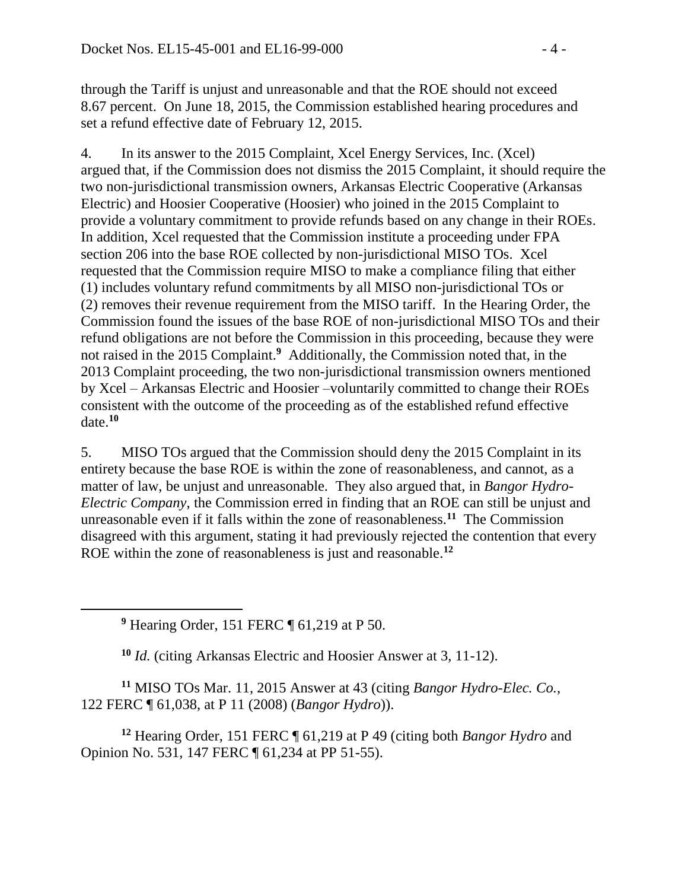through the Tariff is unjust and unreasonable and that the ROE should not exceed 8.67 percent. On June 18, 2015, the Commission established hearing procedures and set a refund effective date of February 12, 2015.

4. In its answer to the 2015 Complaint, Xcel Energy Services, Inc. (Xcel) argued that, if the Commission does not dismiss the 2015 Complaint, it should require the two non-jurisdictional transmission owners, Arkansas Electric Cooperative (Arkansas Electric) and Hoosier Cooperative (Hoosier) who joined in the 2015 Complaint to provide a voluntary commitment to provide refunds based on any change in their ROEs. In addition, Xcel requested that the Commission institute a proceeding under FPA section 206 into the base ROE collected by non-jurisdictional MISO TOs. Xcel requested that the Commission require MISO to make a compliance filing that either (1) includes voluntary refund commitments by all MISO non-jurisdictional TOs or (2) removes their revenue requirement from the MISO tariff. In the Hearing Order, the Commission found the issues of the base ROE of non-jurisdictional MISO TOs and their refund obligations are not before the Commission in this proceeding, because they were not raised in the 2015 Complaint.[9] Additionally, the Commission noted that, in the 2013 Complaint proceeding, the two non-jurisdictional transmission owners mentioned by Xcel – Arkansas Electric and Hoosier –voluntarily committed to change their ROEs consistent with the outcome of the proceeding as of the established refund effective date.[10]

5. MISO TOs argued that the Commission should deny the 2015 Complaint in its entirety because the base ROE is within the zone of reasonableness, and cannot, as a matter of law, be unjust and unreasonable. They also argued that, in *Bangor Hydro-Electric Company*, the Commission erred in finding that an ROE can still be unjust and unreasonable even if it falls within the zone of reasonableness.[11] The Commission disagreed with this argument, stating it had previously rejected the contention that every ROE within the zone of reasonableness is just and reasonable.[12]

---

[9] Hearing Order, 151 FERC ¶ 61,219 at P 50.

[10] *Id.* (citing Arkansas Electric and Hoosier Answer at 3, 11-12).

[11] MISO TOs Mar. 11, 2015 Answer at 43 (citing *Bangor Hydro-Elec. Co.*, 122 FERC ¶ 61,038, at P 11 (2008) (*Bangor Hydro*)).

[12] Hearing Order, 151 FERC ¶ 61,219 at P 49 (citing both *Bangor Hydro* and Opinion No. 531, 147 FERC ¶ 61,234 at PP 51-55).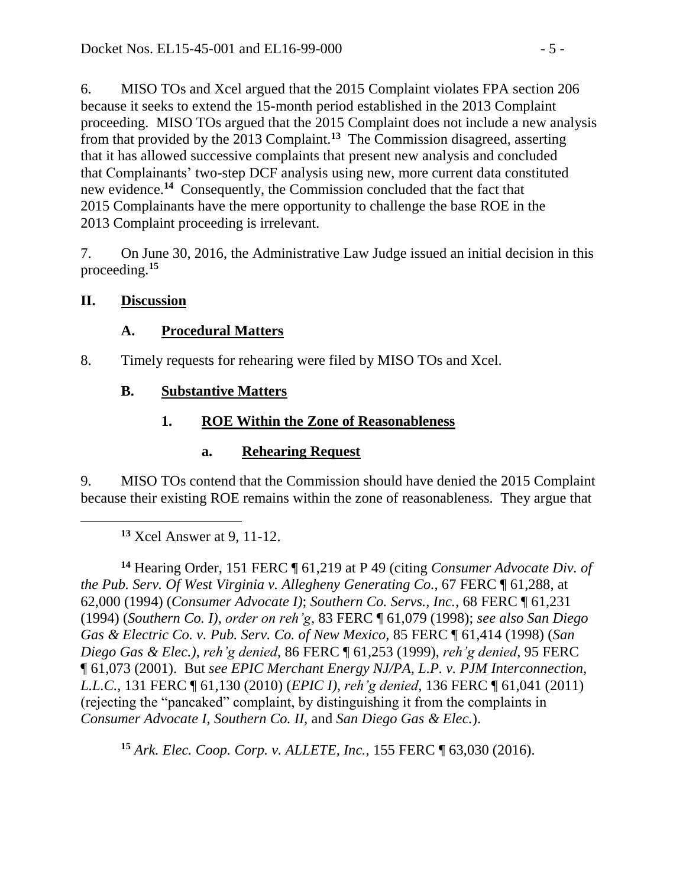6. MISO TOs and Xcel argued that the 2015 Complaint violates FPA section 206 because it seeks to extend the 15-month period established in the 2013 Complaint proceeding. MISO TOs argued that the 2015 Complaint does not include a new analysis from that provided by the 2013 Complaint.[13] The Commission disagreed, asserting that it has allowed successive complaints that present new analysis and concluded that Complainants' two-step DCF analysis using new, more current data constituted new evidence.[14] Consequently, the Commission concluded that the fact that 2015 Complainants have the mere opportunity to challenge the base ROE in the 2013 Complaint proceeding is irrelevant.

7. On June 30, 2016, the Administrative Law Judge issued an initial decision in this proceeding.[15]

## II. Discussion

### A. Procedural Matters

8. Timely requests for rehearing were filed by MISO TOs and Xcel.

### B. Substantive Matters

#### 1. ROE Within the Zone of Reasonableness

##### a. Rehearing Request

9. MISO TOs contend that the Commission should have denied the 2015 Complaint because their existing ROE remains within the zone of reasonableness. They argue that

---

[13] Xcel Answer at 9, 11-12.

[14] Hearing Order, 151 FERC ¶ 61,219 at P 49 (citing *Consumer Advocate Div. of the Pub. Serv. Of West Virginia v. Allegheny Generating Co.*, 67 FERC ¶ 61,288, at 62,000 (1994) (*Consumer Advocate I)*; *Southern Co. Servs., Inc.*, 68 FERC ¶ 61,231 (1994) (*Southern Co. I)*, *order on reh'g*, 83 FERC ¶ 61,079 (1998); *see also San Diego Gas & Electric Co. v. Pub. Serv. Co. of New Mexico,* 85 FERC ¶ 61,414 (1998) (*San Diego Gas & Elec.)*, *reh'g denied*, 86 FERC ¶ 61,253 (1999), *reh'g denied*, 95 FERC ¶ 61,073 (2001). But *see EPIC Merchant Energy NJ/PA, L.P. v. PJM Interconnection, L.L.C.*, 131 FERC ¶ 61,130 (2010) (*EPIC I)*, *reh'g denied*, 136 FERC ¶ 61,041 (2011) (rejecting the "pancaked" complaint, by distinguishing it from the complaints in *Consumer Advocate I, Southern Co. II,* and *San Diego Gas & Elec.*).

[15] *Ark. Elec. Coop. Corp. v. ALLETE, Inc.*, 155 FERC ¶ 63,030 (2016).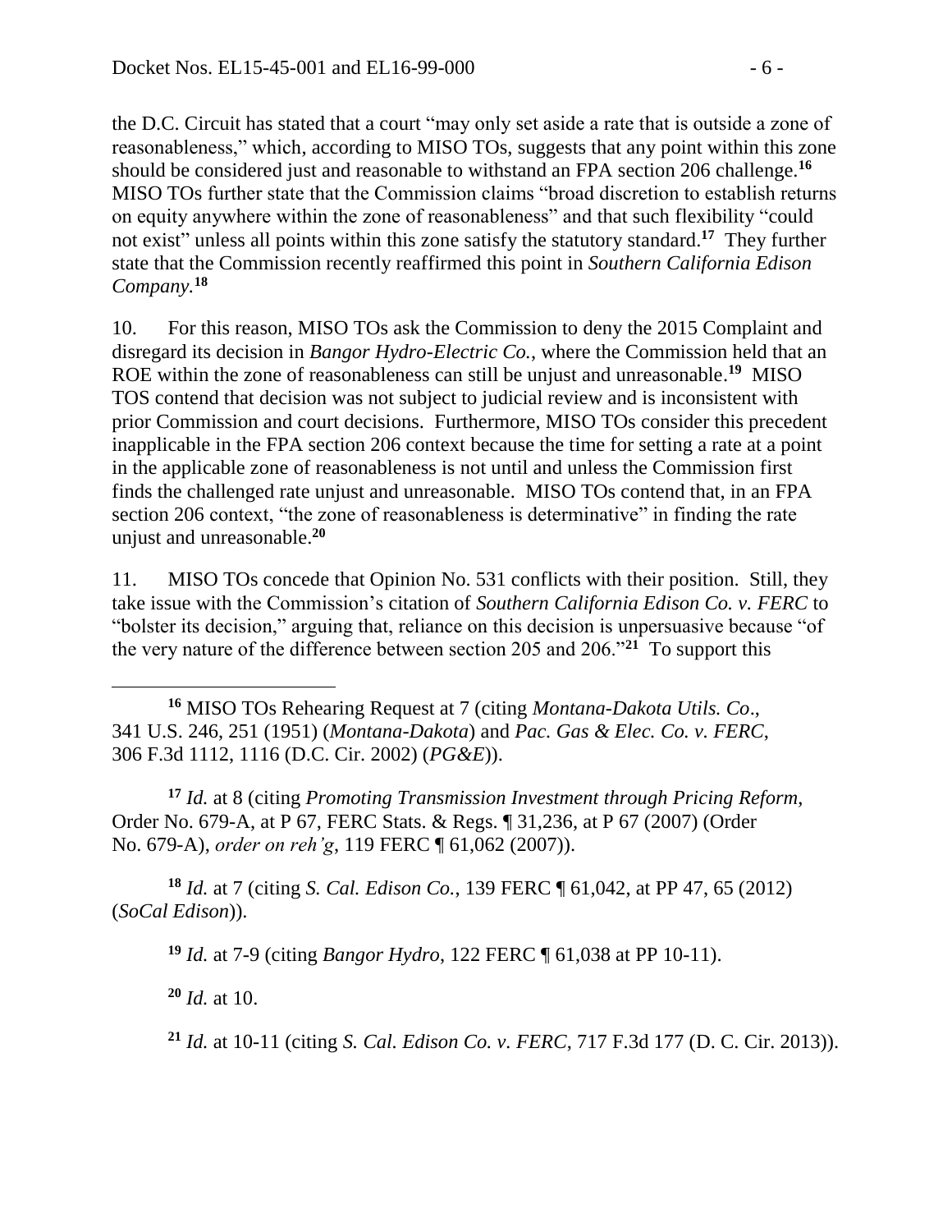the D.C. Circuit has stated that a court "may only set aside a rate that is outside a zone of reasonableness," which, according to MISO TOs, suggests that any point within this zone should be considered just and reasonable to withstand an FPA section 206 challenge.[16] MISO TOs further state that the Commission claims "broad discretion to establish returns on equity anywhere within the zone of reasonableness" and that such flexibility "could not exist" unless all points within this zone satisfy the statutory standard.[17] They further state that the Commission recently reaffirmed this point in *Southern California Edison Company.*[18]

10. For this reason, MISO TOs ask the Commission to deny the 2015 Complaint and disregard its decision in *Bangor Hydro-Electric Co.*, where the Commission held that an ROE within the zone of reasonableness can still be unjust and unreasonable.[19] MISO TOS contend that decision was not subject to judicial review and is inconsistent with prior Commission and court decisions. Furthermore, MISO TOs consider this precedent inapplicable in the FPA section 206 context because the time for setting a rate at a point in the applicable zone of reasonableness is not until and unless the Commission first finds the challenged rate unjust and unreasonable. MISO TOs contend that, in an FPA section 206 context, "the zone of reasonableness is determinative" in finding the rate unjust and unreasonable.[20]

11. MISO TOs concede that Opinion No. 531 conflicts with their position. Still, they take issue with the Commission's citation of *Southern California Edison Co. v. FERC* to "bolster its decision," arguing that, reliance on this decision is unpersuasive because "of the very nature of the difference between section 205 and 206."[21] To support this

---

[16] MISO TOs Rehearing Request at 7 (citing *Montana-Dakota Utils. Co*., 341 U.S. 246, 251 (1951) (*Montana-Dakota*) and *Pac. Gas & Elec. Co. v. FERC*, 306 F.3d 1112, 1116 (D.C. Cir. 2002) (*PG&E*)).

[17] *Id.* at 8 (citing *Promoting Transmission Investment through Pricing Reform*, Order No. 679-A, at P 67, FERC Stats. & Regs. ¶ 31,236, at P 67 (2007) (Order No. 679-A), *order on reh'g*, 119 FERC ¶ 61,062 (2007)).

[18] *Id.* at 7 (citing *S. Cal. Edison Co.*, 139 FERC ¶ 61,042, at PP 47, 65 (2012) (*SoCal Edison*)).

[19] *Id.* at 7-9 (citing *Bangor Hydro*, 122 FERC ¶ 61,038 at PP 10-11).

[20] *Id.* at 10.

[21] *Id.* at 10-11 (citing *S. Cal. Edison Co. v. FERC*, 717 F.3d 177 (D. C. Cir. 2013)).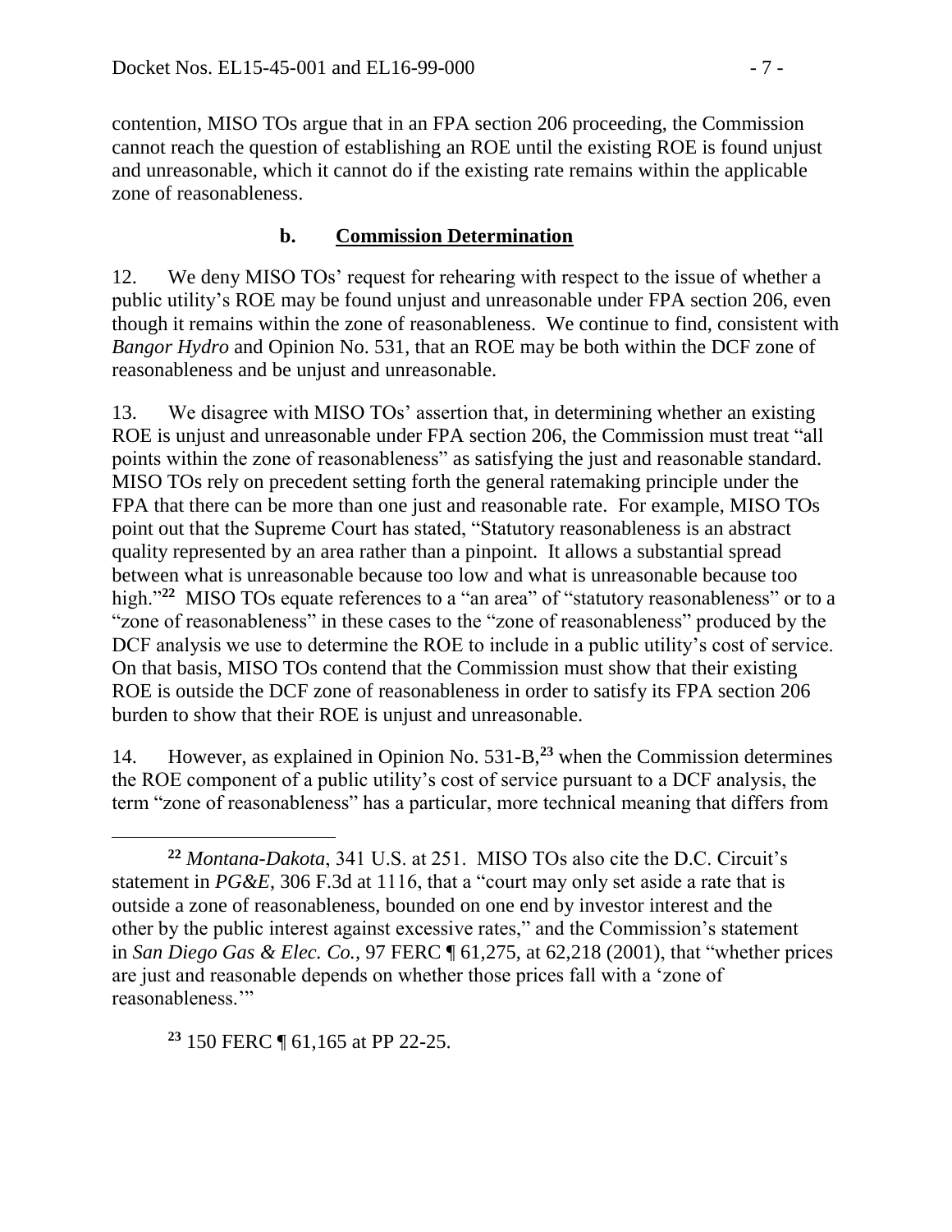contention, MISO TOs argue that in an FPA section 206 proceeding, the Commission cannot reach the question of establishing an ROE until the existing ROE is found unjust and unreasonable, which it cannot do if the existing rate remains within the applicable zone of reasonableness.

### b. Commission Determination

12. We deny MISO TOs' request for rehearing with respect to the issue of whether a public utility's ROE may be found unjust and unreasonable under FPA section 206, even though it remains within the zone of reasonableness. We continue to find, consistent with *Bangor Hydro* and Opinion No. 531, that an ROE may be both within the DCF zone of reasonableness and be unjust and unreasonable.

13. We disagree with MISO TOs' assertion that, in determining whether an existing ROE is unjust and unreasonable under FPA section 206, the Commission must treat "all points within the zone of reasonableness" as satisfying the just and reasonable standard. MISO TOs rely on precedent setting forth the general ratemaking principle under the FPA that there can be more than one just and reasonable rate. For example, MISO TOs point out that the Supreme Court has stated, "Statutory reasonableness is an abstract quality represented by an area rather than a pinpoint. It allows a substantial spread between what is unreasonable because too low and what is unreasonable because too high."[22] MISO TOs equate references to a "an area" of "statutory reasonableness" or to a "zone of reasonableness" in these cases to the "zone of reasonableness" produced by the DCF analysis we use to determine the ROE to include in a public utility's cost of service. On that basis, MISO TOs contend that the Commission must show that their existing ROE is outside the DCF zone of reasonableness in order to satisfy its FPA section 206 burden to show that their ROE is unjust and unreasonable.

14. However, as explained in Opinion No. 531-B,[23] when the Commission determines the ROE component of a public utility's cost of service pursuant to a DCF analysis, the term "zone of reasonableness" has a particular, more technical meaning that differs from

---

[22] *Montana-Dakota*, 341 U.S. at 251. MISO TOs also cite the D.C. Circuit's statement in *PG&E*, 306 F.3d at 1116, that a "court may only set aside a rate that is outside a zone of reasonableness, bounded on one end by investor interest and the other by the public interest against excessive rates," and the Commission's statement in *San Diego Gas & Elec. Co.*, 97 FERC ¶ 61,275, at 62,218 (2001), that "whether prices are just and reasonable depends on whether those prices fall with a 'zone of reasonableness.'"

[23] 150 FERC ¶ 61,165 at PP 22-25.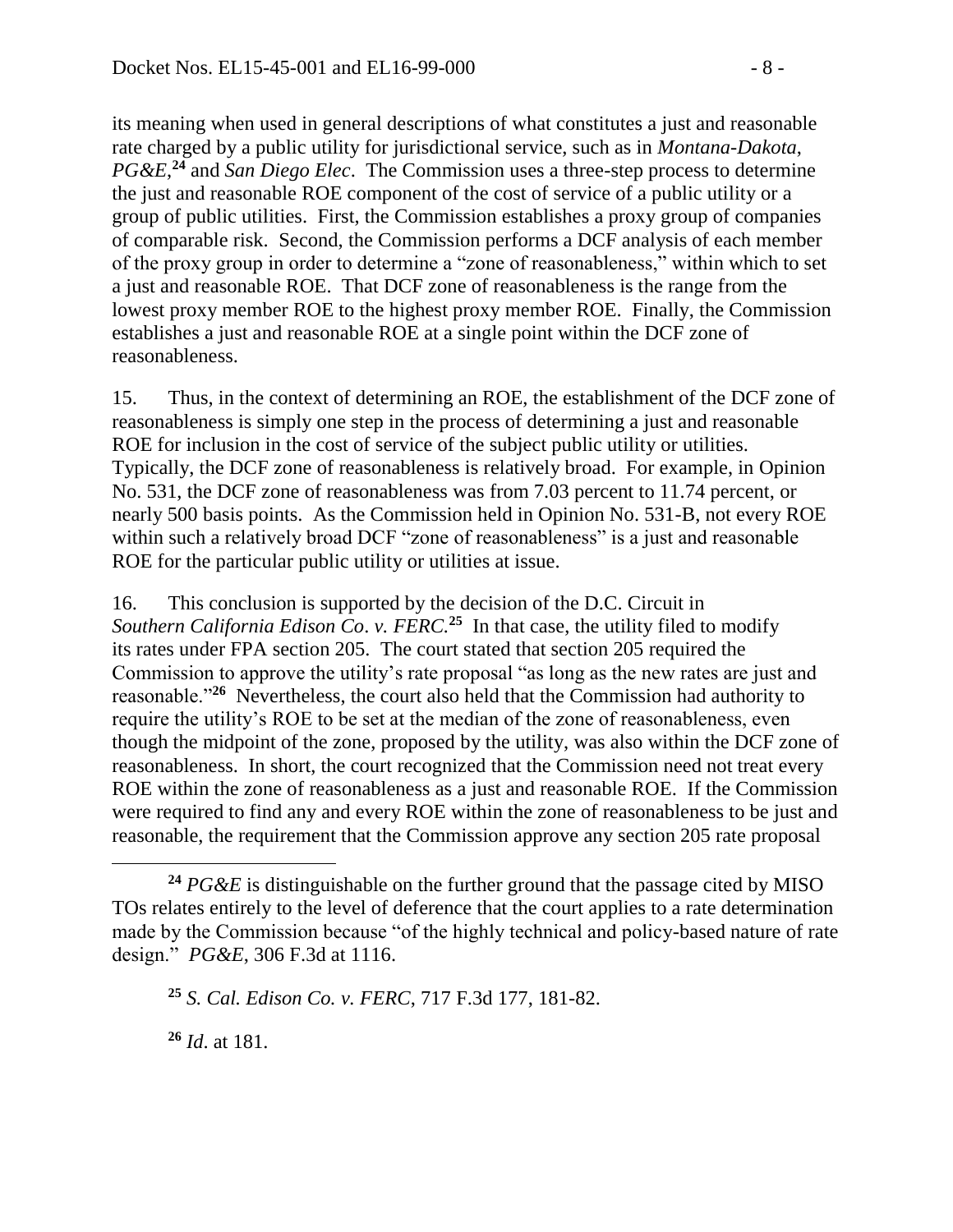its meaning when used in general descriptions of what constitutes a just and reasonable rate charged by a public utility for jurisdictional service, such as in *Montana-Dakota*, *PG&E*,[24] and *San Diego Elec*. The Commission uses a three-step process to determine the just and reasonable ROE component of the cost of service of a public utility or a group of public utilities. First, the Commission establishes a proxy group of companies of comparable risk. Second, the Commission performs a DCF analysis of each member of the proxy group in order to determine a "zone of reasonableness," within which to set a just and reasonable ROE. That DCF zone of reasonableness is the range from the lowest proxy member ROE to the highest proxy member ROE. Finally, the Commission establishes a just and reasonable ROE at a single point within the DCF zone of reasonableness.

15. Thus, in the context of determining an ROE, the establishment of the DCF zone of reasonableness is simply one step in the process of determining a just and reasonable ROE for inclusion in the cost of service of the subject public utility or utilities. Typically, the DCF zone of reasonableness is relatively broad. For example, in Opinion No. 531, the DCF zone of reasonableness was from 7.03 percent to 11.74 percent, or nearly 500 basis points. As the Commission held in Opinion No. 531-B, not every ROE within such a relatively broad DCF "zone of reasonableness" is a just and reasonable ROE for the particular public utility or utilities at issue.

16. This conclusion is supported by the decision of the D.C. Circuit in *Southern California Edison Co. v. FERC*.[25] In that case, the utility filed to modify its rates under FPA section 205. The court stated that section 205 required the Commission to approve the utility's rate proposal "as long as the new rates are just and reasonable."[26] Nevertheless, the court also held that the Commission had authority to require the utility's ROE to be set at the median of the zone of reasonableness, even though the midpoint of the zone, proposed by the utility, was also within the DCF zone of reasonableness. In short, the court recognized that the Commission need not treat every ROE within the zone of reasonableness as a just and reasonable ROE. If the Commission were required to find any and every ROE within the zone of reasonableness to be just and reasonable, the requirement that the Commission approve any section 205 rate proposal

---

[24] *PG&E* is distinguishable on the further ground that the passage cited by MISO TOs relates entirely to the level of deference that the court applies to a rate determination made by the Commission because "of the highly technical and policy-based nature of rate design." *PG&E*, 306 F.3d at 1116.

[25] *S. Cal. Edison Co. v. FERC*, 717 F.3d 177, 181-82.

[26] *Id*. at 181.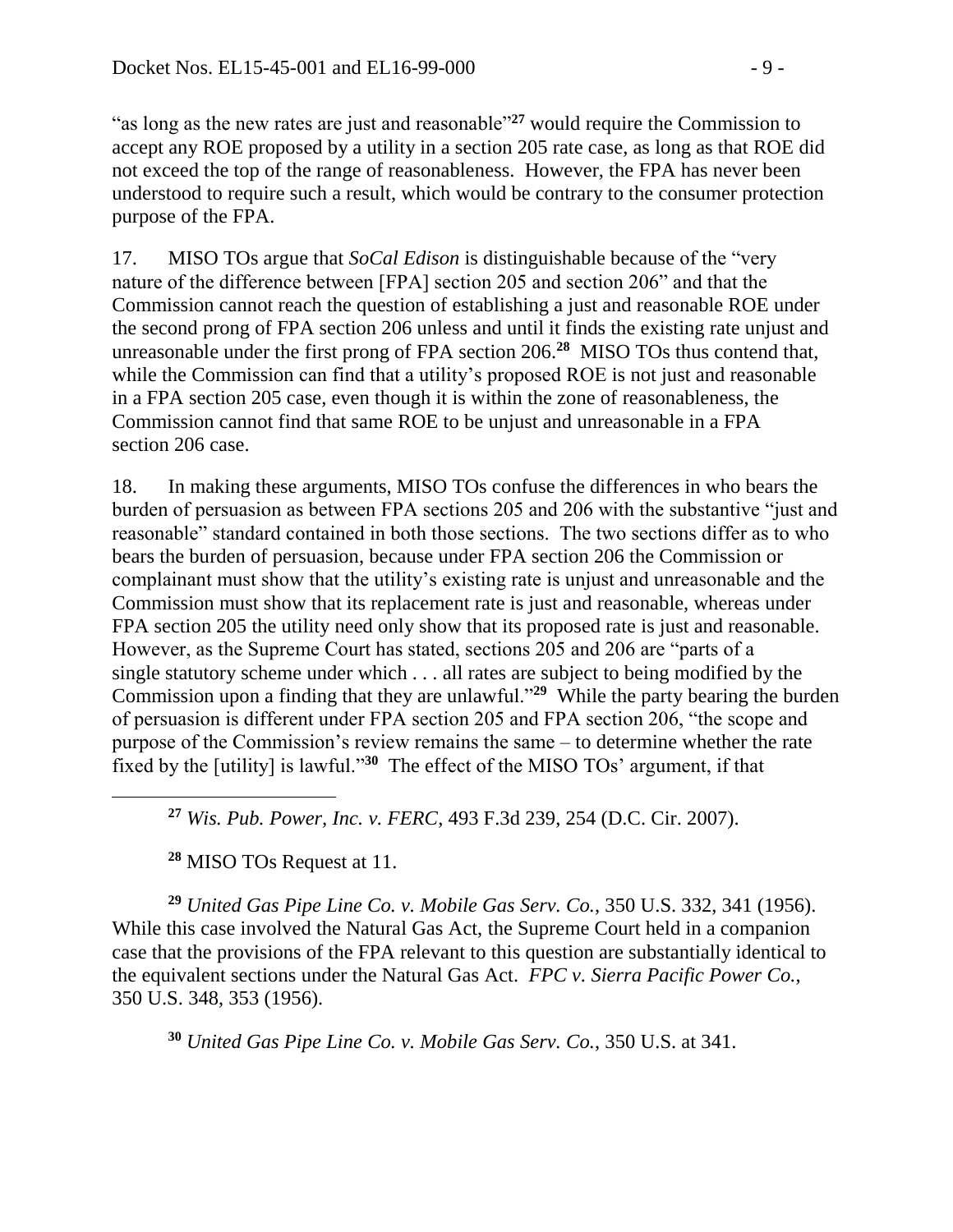"as long as the new rates are just and reasonable"[27] would require the Commission to accept any ROE proposed by a utility in a section 205 rate case, as long as that ROE did not exceed the top of the range of reasonableness. However, the FPA has never been understood to require such a result, which would be contrary to the consumer protection purpose of the FPA.

17. MISO TOs argue that *SoCal Edison* is distinguishable because of the "very nature of the difference between [FPA] section 205 and section 206" and that the Commission cannot reach the question of establishing a just and reasonable ROE under the second prong of FPA section 206 unless and until it finds the existing rate unjust and unreasonable under the first prong of FPA section 206.[28] MISO TOs thus contend that, while the Commission can find that a utility's proposed ROE is not just and reasonable in a FPA section 205 case, even though it is within the zone of reasonableness, the Commission cannot find that same ROE to be unjust and unreasonable in a FPA section 206 case.

18. In making these arguments, MISO TOs confuse the differences in who bears the burden of persuasion as between FPA sections 205 and 206 with the substantive "just and reasonable" standard contained in both those sections. The two sections differ as to who bears the burden of persuasion, because under FPA section 206 the Commission or complainant must show that the utility's existing rate is unjust and unreasonable and the Commission must show that its replacement rate is just and reasonable, whereas under FPA section 205 the utility need only show that its proposed rate is just and reasonable. However, as the Supreme Court has stated, sections 205 and 206 are "parts of a single statutory scheme under which . . . all rates are subject to being modified by the Commission upon a finding that they are unlawful."[29] While the party bearing the burden of persuasion is different under FPA section 205 and FPA section 206, "the scope and purpose of the Commission's review remains the same – to determine whether the rate fixed by the [utility] is lawful."[30] The effect of the MISO TOs' argument, if that

---

[27] *Wis. Pub. Power, Inc. v. FERC*, 493 F.3d 239, 254 (D.C. Cir. 2007).

[28] MISO TOs Request at 11.

[29] *United Gas Pipe Line Co. v. Mobile Gas Serv. Co.*, 350 U.S. 332, 341 (1956). While this case involved the Natural Gas Act, the Supreme Court held in a companion case that the provisions of the FPA relevant to this question are substantially identical to the equivalent sections under the Natural Gas Act. *FPC v. Sierra Pacific Power Co.*, 350 U.S. 348, 353 (1956).

[30] *United Gas Pipe Line Co. v. Mobile Gas Serv. Co.*, 350 U.S. at 341.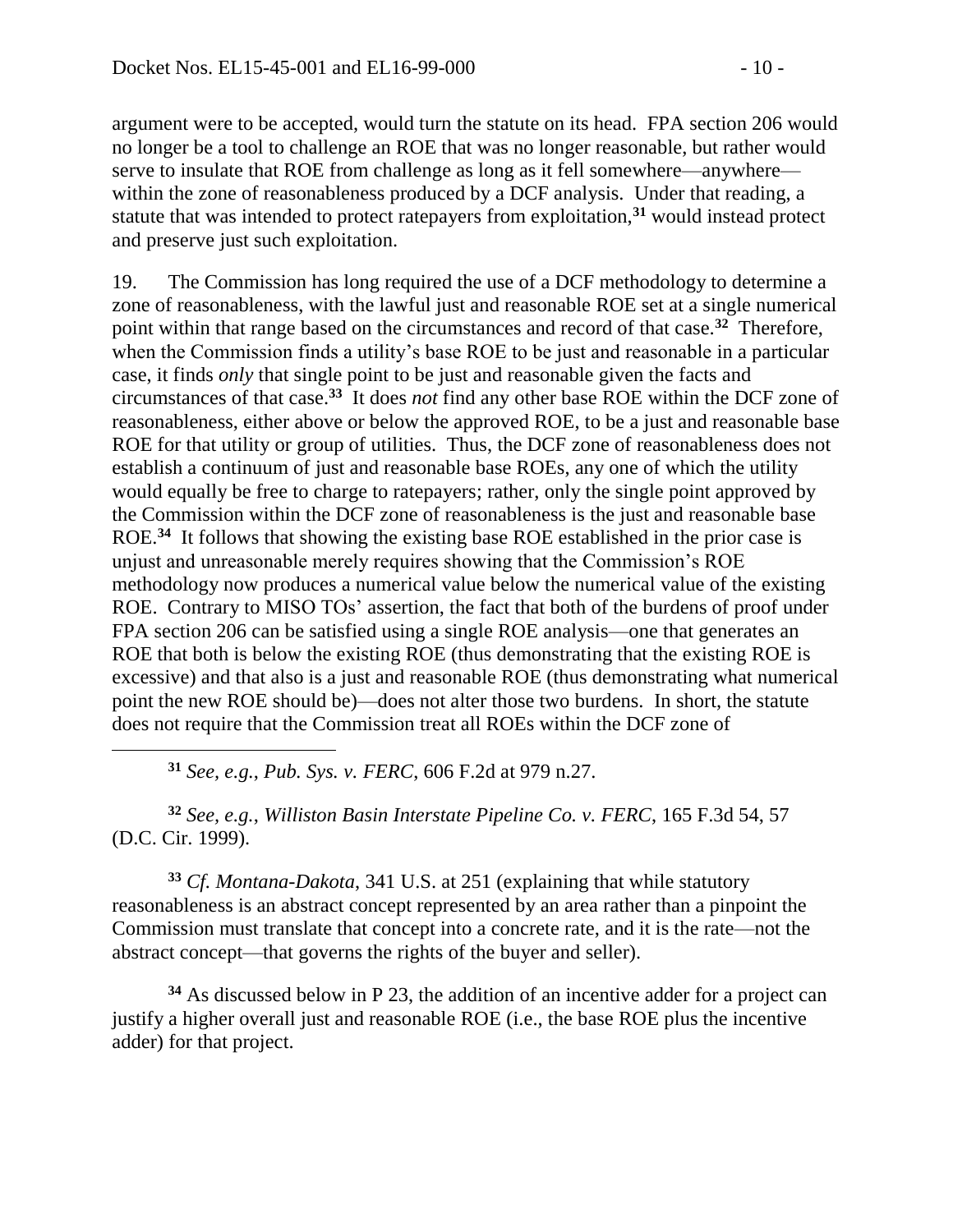argument were to be accepted, would turn the statute on its head. FPA section 206 would no longer be a tool to challenge an ROE that was no longer reasonable, but rather would serve to insulate that ROE from challenge as long as it fell somewhere—anywhere—within the zone of reasonableness produced by a DCF analysis. Under that reading, a statute that was intended to protect ratepayers from exploitation,[31] would instead protect and preserve just such exploitation.

19. The Commission has long required the use of a DCF methodology to determine a zone of reasonableness, with the lawful just and reasonable ROE set at a single numerical point within that range based on the circumstances and record of that case.[32] Therefore, when the Commission finds a utility's base ROE to be just and reasonable in a particular case, it finds *only* that single point to be just and reasonable given the facts and circumstances of that case.[33] It does *not* find any other base ROE within the DCF zone of reasonableness, either above or below the approved ROE, to be a just and reasonable base ROE for that utility or group of utilities. Thus, the DCF zone of reasonableness does not establish a continuum of just and reasonable base ROEs, any one of which the utility would equally be free to charge to ratepayers; rather, only the single point approved by the Commission within the DCF zone of reasonableness is the just and reasonable base ROE.[34] It follows that showing the existing base ROE established in the prior case is unjust and unreasonable merely requires showing that the Commission's ROE methodology now produces a numerical value below the numerical value of the existing ROE. Contrary to MISO TOs' assertion, the fact that both of the burdens of proof under FPA section 206 can be satisfied using a single ROE analysis—one that generates an ROE that both is below the existing ROE (thus demonstrating that the existing ROE is excessive) and that also is a just and reasonable ROE (thus demonstrating what numerical point the new ROE should be)—does not alter those two burdens. In short, the statute does not require that the Commission treat all ROEs within the DCF zone of

---

[31] *See, e.g.*, *Pub. Sys. v. FERC*, 606 F.2d at 979 n.27.

[32] *See, e.g.*, *Williston Basin Interstate Pipeline Co. v. FERC*, 165 F.3d 54, 57 (D.C. Cir. 1999).

[33] *Cf. Montana-Dakota*, 341 U.S. at 251 (explaining that while statutory reasonableness is an abstract concept represented by an area rather than a pinpoint the Commission must translate that concept into a concrete rate, and it is the rate—not the abstract concept—that governs the rights of the buyer and seller).

[34] As discussed below in P 23, the addition of an incentive adder for a project can justify a higher overall just and reasonable ROE (i.e., the base ROE plus the incentive adder) for that project.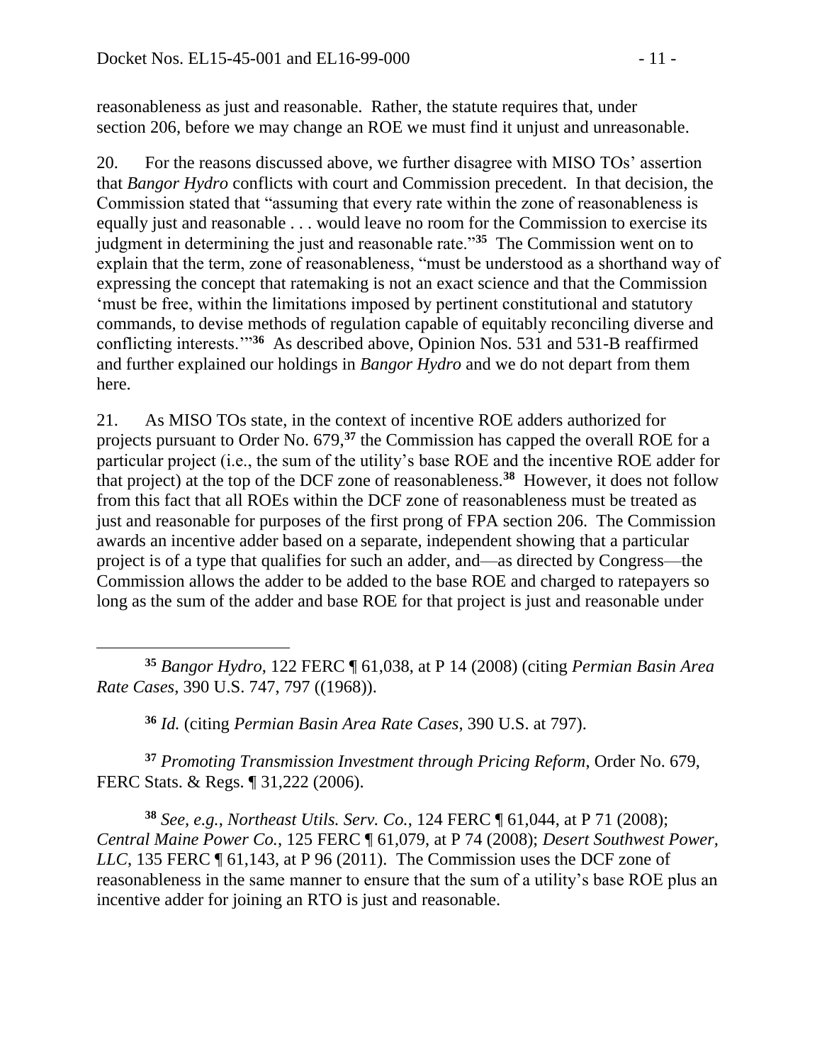reasonableness as just and reasonable. Rather, the statute requires that, under section 206, before we may change an ROE we must find it unjust and unreasonable.

20. For the reasons discussed above, we further disagree with MISO TOs' assertion that *Bangor Hydro* conflicts with court and Commission precedent. In that decision, the Commission stated that "assuming that every rate within the zone of reasonableness is equally just and reasonable . . . would leave no room for the Commission to exercise its judgment in determining the just and reasonable rate."[35] The Commission went on to explain that the term, zone of reasonableness, "must be understood as a shorthand way of expressing the concept that ratemaking is not an exact science and that the Commission 'must be free, within the limitations imposed by pertinent constitutional and statutory commands, to devise methods of regulation capable of equitably reconciling diverse and conflicting interests.'"[36] As described above, Opinion Nos. 531 and 531-B reaffirmed and further explained our holdings in *Bangor Hydro* and we do not depart from them here.

21. As MISO TOs state, in the context of incentive ROE adders authorized for projects pursuant to Order No. 679,[37] the Commission has capped the overall ROE for a particular project (i.e., the sum of the utility's base ROE and the incentive ROE adder for that project) at the top of the DCF zone of reasonableness.[38] However, it does not follow from this fact that all ROEs within the DCF zone of reasonableness must be treated as just and reasonable for purposes of the first prong of FPA section 206. The Commission awards an incentive adder based on a separate, independent showing that a particular project is of a type that qualifies for such an adder, and—as directed by Congress—the Commission allows the adder to be added to the base ROE and charged to ratepayers so long as the sum of the adder and base ROE for that project is just and reasonable under

---

[35] *Bangor Hydro*, 122 FERC ¶ 61,038, at P 14 (2008) (citing *Permian Basin Area Rate Cases*, 390 U.S. 747, 797 ((1968)).

[36] *Id.* (citing *Permian Basin Area Rate Cases*, 390 U.S. at 797).

[37] *Promoting Transmission Investment through Pricing Reform*, Order No. 679, FERC Stats. & Regs. ¶ 31,222 (2006).

[38] *See, e.g.*, *Northeast Utils. Serv. Co.*, 124 FERC ¶ 61,044, at P 71 (2008); *Central Maine Power Co.*, 125 FERC ¶ 61,079, at P 74 (2008); *Desert Southwest Power, LLC*, 135 FERC ¶ 61,143, at P 96 (2011). The Commission uses the DCF zone of reasonableness in the same manner to ensure that the sum of a utility's base ROE plus an incentive adder for joining an RTO is just and reasonable.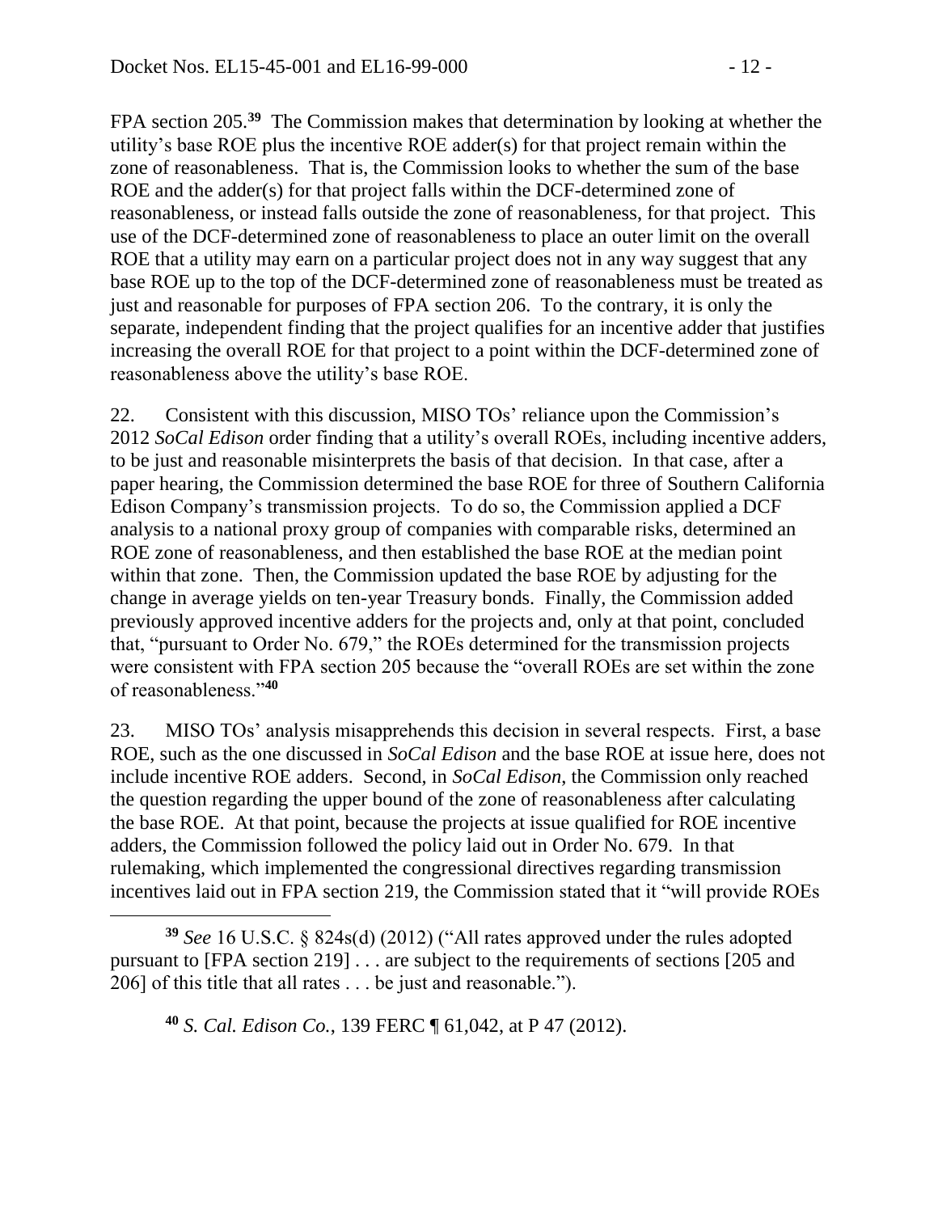FPA section 205.[39] The Commission makes that determination by looking at whether the utility's base ROE plus the incentive ROE adder(s) for that project remain within the zone of reasonableness. That is, the Commission looks to whether the sum of the base ROE and the adder(s) for that project falls within the DCF-determined zone of reasonableness, or instead falls outside the zone of reasonableness, for that project. This use of the DCF-determined zone of reasonableness to place an outer limit on the overall ROE that a utility may earn on a particular project does not in any way suggest that any base ROE up to the top of the DCF-determined zone of reasonableness must be treated as just and reasonable for purposes of FPA section 206. To the contrary, it is only the separate, independent finding that the project qualifies for an incentive adder that justifies increasing the overall ROE for that project to a point within the DCF-determined zone of reasonableness above the utility's base ROE.

22. Consistent with this discussion, MISO TOs' reliance upon the Commission's 2012 *SoCal Edison* order finding that a utility's overall ROEs, including incentive adders, to be just and reasonable misinterprets the basis of that decision. In that case, after a paper hearing, the Commission determined the base ROE for three of Southern California Edison Company's transmission projects. To do so, the Commission applied a DCF analysis to a national proxy group of companies with comparable risks, determined an ROE zone of reasonableness, and then established the base ROE at the median point within that zone. Then, the Commission updated the base ROE by adjusting for the change in average yields on ten-year Treasury bonds. Finally, the Commission added previously approved incentive adders for the projects and, only at that point, concluded that, "pursuant to Order No. 679," the ROEs determined for the transmission projects were consistent with FPA section 205 because the "overall ROEs are set within the zone of reasonableness."[40]

23. MISO TOs' analysis misapprehends this decision in several respects. First, a base ROE, such as the one discussed in *SoCal Edison* and the base ROE at issue here, does not include incentive ROE adders. Second, in *SoCal Edison*, the Commission only reached the question regarding the upper bound of the zone of reasonableness after calculating the base ROE. At that point, because the projects at issue qualified for ROE incentive adders, the Commission followed the policy laid out in Order No. 679. In that rulemaking, which implemented the congressional directives regarding transmission incentives laid out in FPA section 219, the Commission stated that it "will provide ROEs

---

[39] *See* 16 U.S.C. § 824s(d) (2012) ("All rates approved under the rules adopted pursuant to [FPA section 219] . . . are subject to the requirements of sections [205 and 206] of this title that all rates . . . be just and reasonable.").

[40] *S. Cal. Edison Co.*, 139 FERC ¶ 61,042, at P 47 (2012).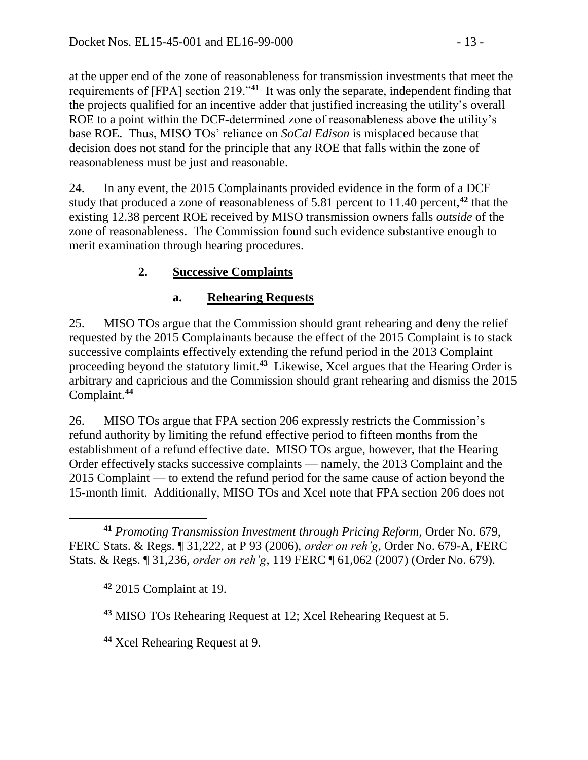at the upper end of the zone of reasonableness for transmission investments that meet the requirements of [FPA] section 219."[41] It was only the separate, independent finding that the projects qualified for an incentive adder that justified increasing the utility's overall ROE to a point within the DCF-determined zone of reasonableness above the utility's base ROE. Thus, MISO TOs' reliance on *SoCal Edison* is misplaced because that decision does not stand for the principle that any ROE that falls within the zone of reasonableness must be just and reasonable.

24. In any event, the 2015 Complainants provided evidence in the form of a DCF study that produced a zone of reasonableness of 5.81 percent to 11.40 percent,[42] that the existing 12.38 percent ROE received by MISO transmission owners falls *outside* of the zone of reasonableness. The Commission found such evidence substantive enough to merit examination through hearing procedures.

### 2. Successive Complaints

#### a. Rehearing Requests

25. MISO TOs argue that the Commission should grant rehearing and deny the relief requested by the 2015 Complainants because the effect of the 2015 Complaint is to stack successive complaints effectively extending the refund period in the 2013 Complaint proceeding beyond the statutory limit.[43] Likewise, Xcel argues that the Hearing Order is arbitrary and capricious and the Commission should grant rehearing and dismiss the 2015 Complaint.[44]

26. MISO TOs argue that FPA section 206 expressly restricts the Commission's refund authority by limiting the refund effective period to fifteen months from the establishment of a refund effective date. MISO TOs argue, however, that the Hearing Order effectively stacks successive complaints — namely, the 2013 Complaint and the 2015 Complaint — to extend the refund period for the same cause of action beyond the 15-month limit. Additionally, MISO TOs and Xcel note that FPA section 206 does not

---

[41] *Promoting Transmission Investment through Pricing Reform*, Order No. 679, FERC Stats. & Regs. ¶ 31,222, at P 93 (2006), *order on reh'g*, Order No. 679-A, FERC Stats. & Regs. ¶ 31,236, *order on reh'g*, 119 FERC ¶ 61,062 (2007) (Order No. 679).

[42] 2015 Complaint at 19.

[43] MISO TOs Rehearing Request at 12; Xcel Rehearing Request at 5.

[44] Xcel Rehearing Request at 9.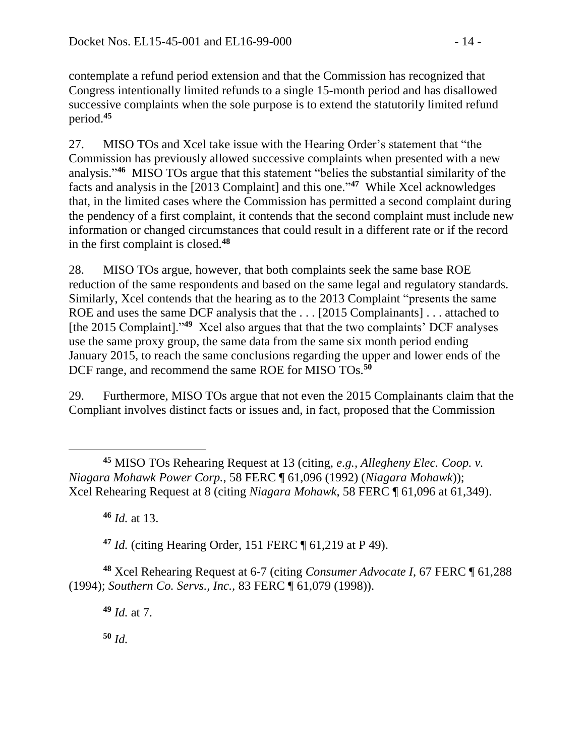contemplate a refund period extension and that the Commission has recognized that Congress intentionally limited refunds to a single 15-month period and has disallowed successive complaints when the sole purpose is to extend the statutorily limited refund period.[45]

27. MISO TOs and Xcel take issue with the Hearing Order's statement that "the Commission has previously allowed successive complaints when presented with a new analysis."[46] MISO TOs argue that this statement "belies the substantial similarity of the facts and analysis in the [2013 Complaint] and this one."[47] While Xcel acknowledges that, in the limited cases where the Commission has permitted a second complaint during the pendency of a first complaint, it contends that the second complaint must include new information or changed circumstances that could result in a different rate or if the record in the first complaint is closed.[48]

28. MISO TOs argue, however, that both complaints seek the same base ROE reduction of the same respondents and based on the same legal and regulatory standards. Similarly, Xcel contends that the hearing as to the 2013 Complaint "presents the same ROE and uses the same DCF analysis that the . . . [2015 Complainants] . . . attached to [the 2015 Complaint]."[49] Xcel also argues that that the two complaints' DCF analyses use the same proxy group, the same data from the same six month period ending January 2015, to reach the same conclusions regarding the upper and lower ends of the DCF range, and recommend the same ROE for MISO TOs.[50]

29. Furthermore, MISO TOs argue that not even the 2015 Complainants claim that the Compliant involves distinct facts or issues and, in fact, proposed that the Commission

---

[45] MISO TOs Rehearing Request at 13 (citing, *e.g.*, *Allegheny Elec. Coop. v. Niagara Mohawk Power Corp.*, 58 FERC ¶ 61,096 (1992) (*Niagara Mohawk*)); Xcel Rehearing Request at 8 (citing *Niagara Mohawk*, 58 FERC ¶ 61,096 at 61,349).

[46] *Id.* at 13.

[47] *Id.* (citing Hearing Order, 151 FERC ¶ 61,219 at P 49).

[48] Xcel Rehearing Request at 6-7 (citing *Consumer Advocate I*, 67 FERC ¶ 61,288 (1994); *Southern Co. Servs., Inc.*, 83 FERC ¶ 61,079 (1998)).

[49] *Id.* at 7.

[50] *Id.*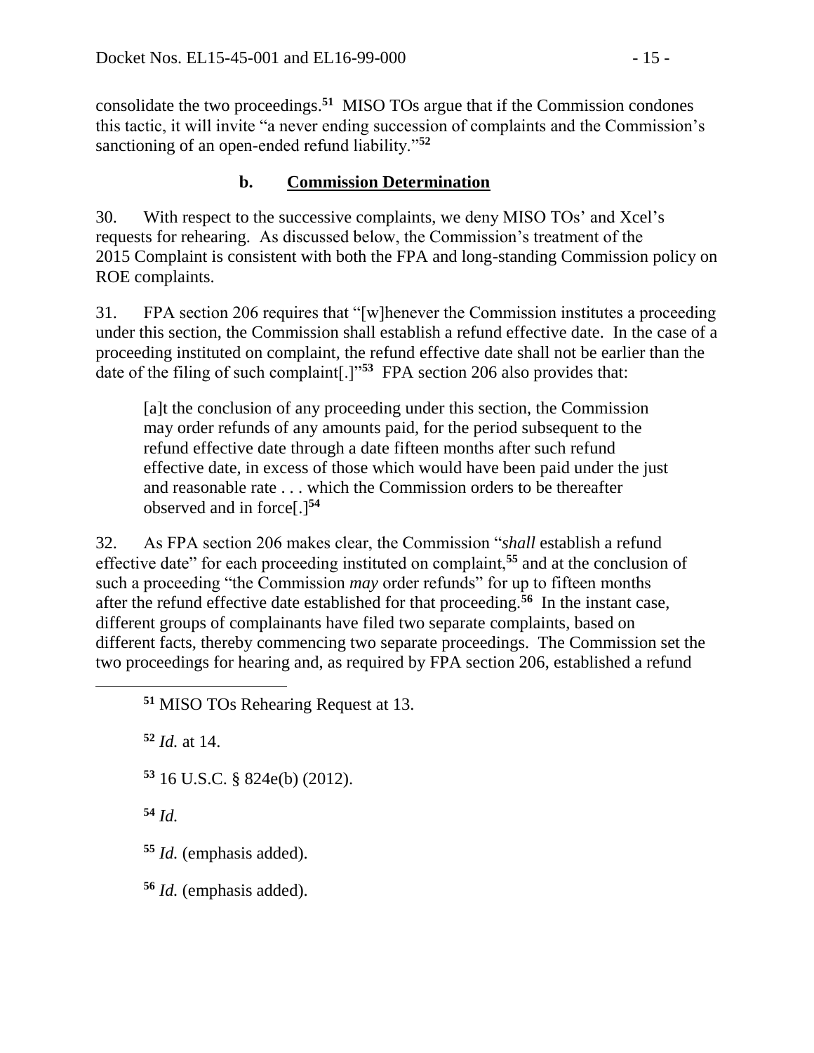consolidate the two proceedings.[51] MISO TOs argue that if the Commission condones this tactic, it will invite "a never ending succession of complaints and the Commission's sanctioning of an open-ended refund liability."[52]

### b. Commission Determination

30. With respect to the successive complaints, we deny MISO TOs' and Xcel's requests for rehearing. As discussed below, the Commission's treatment of the 2015 Complaint is consistent with both the FPA and long-standing Commission policy on ROE complaints.

31. FPA section 206 requires that "[w]henever the Commission institutes a proceeding under this section, the Commission shall establish a refund effective date. In the case of a proceeding instituted on complaint, the refund effective date shall not be earlier than the date of the filing of such complaint[.]"[53] FPA section 206 also provides that:

> [a]t the conclusion of any proceeding under this section, the Commission may order refunds of any amounts paid, for the period subsequent to the refund effective date through a date fifteen months after such refund effective date, in excess of those which would have been paid under the just and reasonable rate . . . which the Commission orders to be thereafter observed and in force[.][54]

32. As FPA section 206 makes clear, the Commission "*shall* establish a refund effective date" for each proceeding instituted on complaint,[55] and at the conclusion of such a proceeding "the Commission *may* order refunds" for up to fifteen months after the refund effective date established for that proceeding.[56] In the instant case, different groups of complainants have filed two separate complaints, based on different facts, thereby commencing two separate proceedings. The Commission set the two proceedings for hearing and, as required by FPA section 206, established a refund

---

[51] MISO TOs Rehearing Request at 13.

[52] *Id.* at 14.

[53] 16 U.S.C. § 824e(b) (2012).

[54] *Id.*

[55] *Id.* (emphasis added).

[56] *Id.* (emphasis added).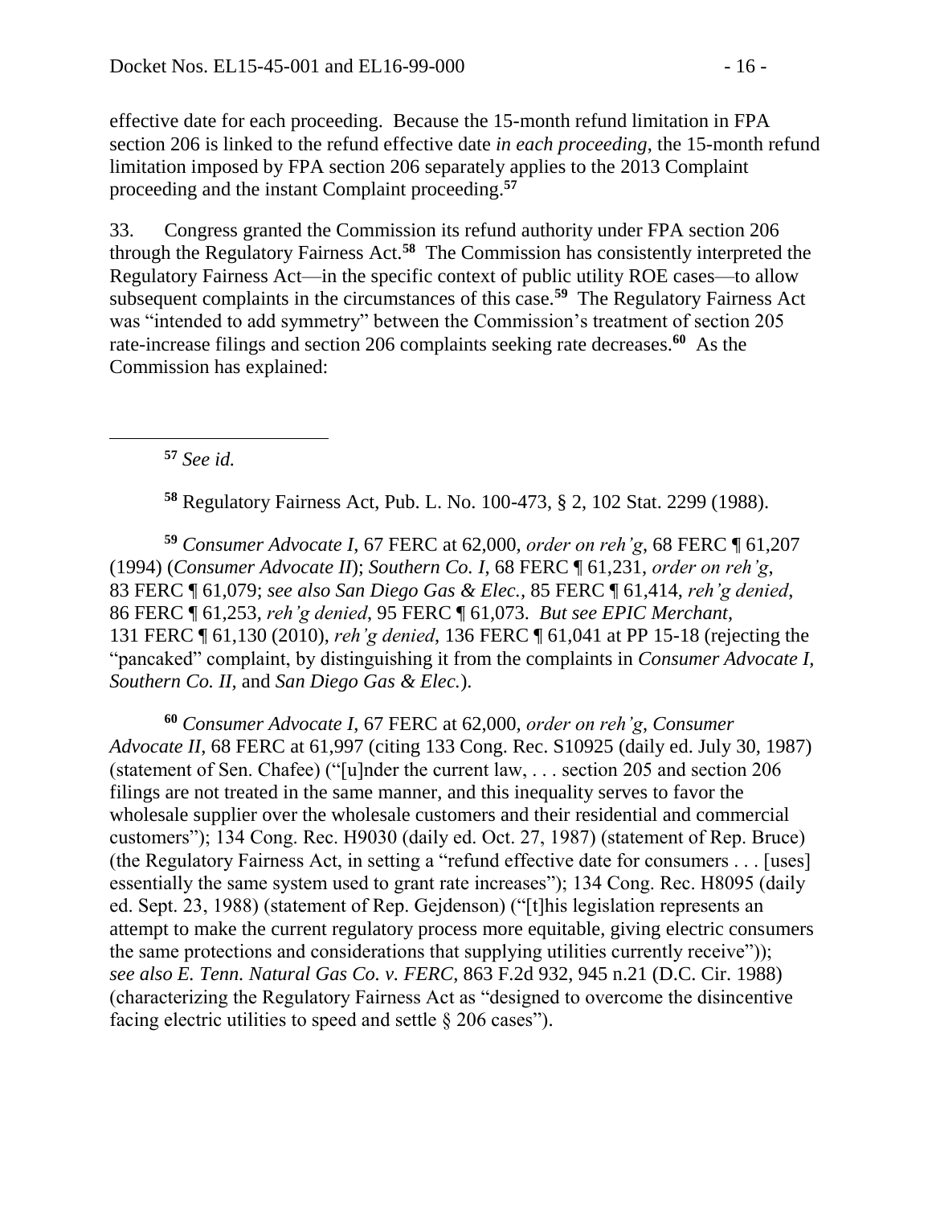effective date for each proceeding. Because the 15-month refund limitation in FPA section 206 is linked to the refund effective date *in each proceeding*, the 15-month refund limitation imposed by FPA section 206 separately applies to the 2013 Complaint proceeding and the instant Complaint proceeding.[57]

33. Congress granted the Commission its refund authority under FPA section 206 through the Regulatory Fairness Act.[58] The Commission has consistently interpreted the Regulatory Fairness Act—in the specific context of public utility ROE cases—to allow subsequent complaints in the circumstances of this case.[59] The Regulatory Fairness Act was "intended to add symmetry" between the Commission's treatment of section 205 rate-increase filings and section 206 complaints seeking rate decreases.[60] As the Commission has explained:

---

[57] *See id.*

[58] Regulatory Fairness Act, Pub. L. No. 100-473, § 2, 102 Stat. 2299 (1988).

[59] *Consumer Advocate I*, 67 FERC at 62,000, *order on reh'g*, 68 FERC ¶ 61,207 (1994) (*Consumer Advocate II*); *Southern Co. I*, 68 FERC ¶ 61,231, *order on reh'g*, 83 FERC ¶ 61,079; *see also San Diego Gas & Elec.*, 85 FERC ¶ 61,414, *reh'g denied*, 86 FERC ¶ 61,253, *reh'g denied*, 95 FERC ¶ 61,073. *But see EPIC Merchant*, 131 FERC ¶ 61,130 (2010), *reh'g denied*, 136 FERC ¶ 61,041 at PP 15-18 (rejecting the "pancaked" complaint, by distinguishing it from the complaints in *Consumer Advocate I*, *Southern Co. II*, and *San Diego Gas & Elec.*).

[60] *Consumer Advocate I*, 67 FERC at 62,000, *order on reh'g*, *Consumer Advocate II*, 68 FERC at 61,997 (citing 133 Cong. Rec. S10925 (daily ed. July 30, 1987) (statement of Sen. Chafee) ("[u]nder the current law, . . . section 205 and section 206 filings are not treated in the same manner, and this inequality serves to favor the wholesale supplier over the wholesale customers and their residential and commercial customers"); 134 Cong. Rec. H9030 (daily ed. Oct. 27, 1987) (statement of Rep. Bruce) (the Regulatory Fairness Act, in setting a "refund effective date for consumers . . . [uses] essentially the same system used to grant rate increases"); 134 Cong. Rec. H8095 (daily ed. Sept. 23, 1988) (statement of Rep. Gejdenson) ("[t]his legislation represents an attempt to make the current regulatory process more equitable, giving electric consumers the same protections and considerations that supplying utilities currently receive")); *see also E. Tenn. Natural Gas Co. v. FERC*, 863 F.2d 932, 945 n.21 (D.C. Cir. 1988) (characterizing the Regulatory Fairness Act as "designed to overcome the disincentive facing electric utilities to speed and settle § 206 cases").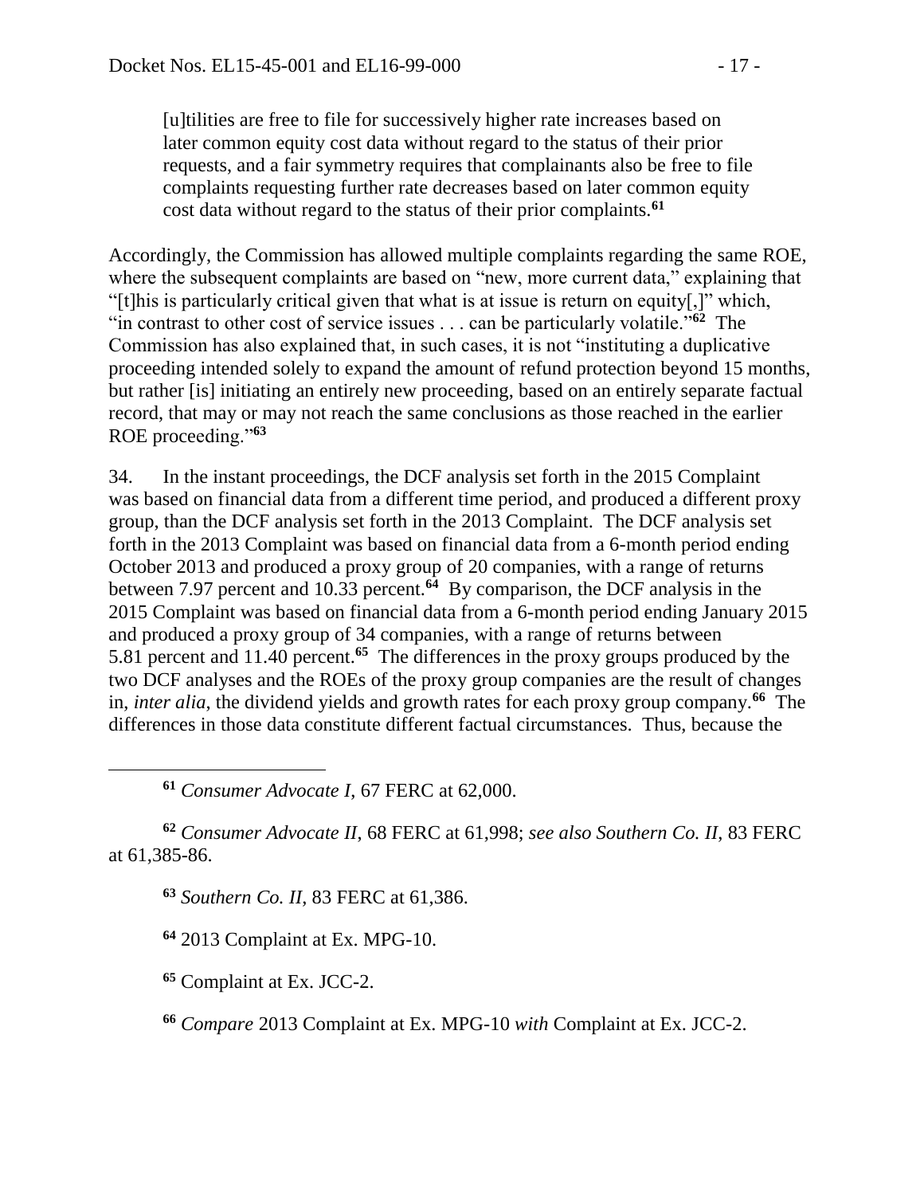> [u]tilities are free to file for successively higher rate increases based on later common equity cost data without regard to the status of their prior requests, and a fair symmetry requires that complainants also be free to file complaints requesting further rate decreases based on later common equity cost data without regard to the status of their prior complaints.[61]

Accordingly, the Commission has allowed multiple complaints regarding the same ROE, where the subsequent complaints are based on "new, more current data," explaining that "[t]his is particularly critical given that what is at issue is return on equity[,]" which, "in contrast to other cost of service issues . . . can be particularly volatile."[62] The Commission has also explained that, in such cases, it is not "instituting a duplicative proceeding intended solely to expand the amount of refund protection beyond 15 months, but rather [is] initiating an entirely new proceeding, based on an entirely separate factual record, that may or may not reach the same conclusions as those reached in the earlier ROE proceeding."[63]

34. In the instant proceedings, the DCF analysis set forth in the 2015 Complaint was based on financial data from a different time period, and produced a different proxy group, than the DCF analysis set forth in the 2013 Complaint. The DCF analysis set forth in the 2013 Complaint was based on financial data from a 6-month period ending October 2013 and produced a proxy group of 20 companies, with a range of returns between 7.97 percent and 10.33 percent.[64] By comparison, the DCF analysis in the 2015 Complaint was based on financial data from a 6-month period ending January 2015 and produced a proxy group of 34 companies, with a range of returns between 5.81 percent and 11.40 percent.[65] The differences in the proxy groups produced by the two DCF analyses and the ROEs of the proxy group companies are the result of changes in, *inter alia*, the dividend yields and growth rates for each proxy group company.[66] The differences in those data constitute different factual circumstances. Thus, because the

---

[61] *Consumer Advocate I*, 67 FERC at 62,000.

[62] *Consumer Advocate II*, 68 FERC at 61,998; *see also Southern Co. II*, 83 FERC at 61,385-86.

[63] *Southern Co. II*, 83 FERC at 61,386.

[64] 2013 Complaint at Ex. MPG-10.

[65] Complaint at Ex. JCC-2.

[66] *Compare* 2013 Complaint at Ex. MPG-10 *with* Complaint at Ex. JCC-2.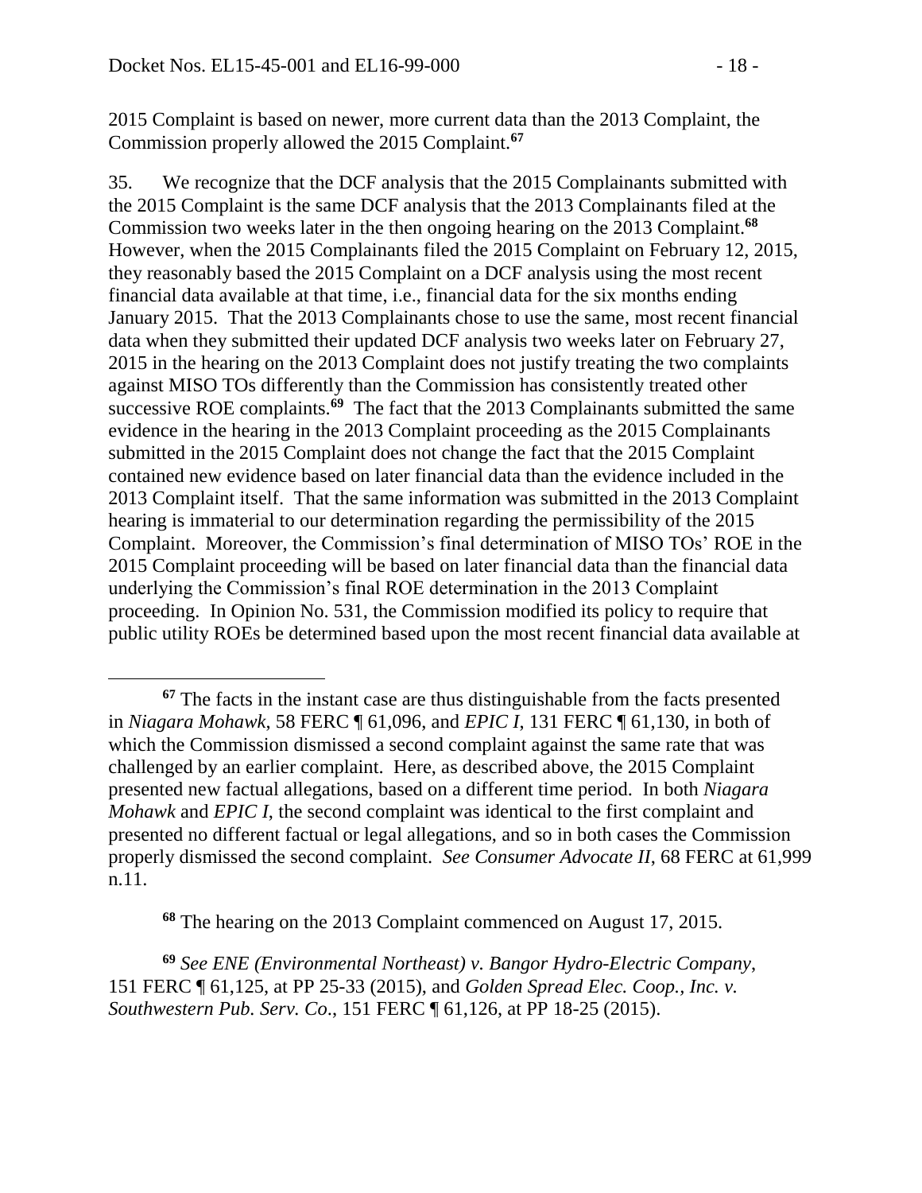2015 Complaint is based on newer, more current data than the 2013 Complaint, the Commission properly allowed the 2015 Complaint.[67]

35. We recognize that the DCF analysis that the 2015 Complainants submitted with the 2015 Complaint is the same DCF analysis that the 2013 Complainants filed at the Commission two weeks later in the then ongoing hearing on the 2013 Complaint.[68] However, when the 2015 Complainants filed the 2015 Complaint on February 12, 2015, they reasonably based the 2015 Complaint on a DCF analysis using the most recent financial data available at that time, i.e., financial data for the six months ending January 2015. That the 2013 Complainants chose to use the same, most recent financial data when they submitted their updated DCF analysis two weeks later on February 27, 2015 in the hearing on the 2013 Complaint does not justify treating the two complaints against MISO TOs differently than the Commission has consistently treated other successive ROE complaints.[69] The fact that the 2013 Complainants submitted the same evidence in the hearing in the 2013 Complaint proceeding as the 2015 Complainants submitted in the 2015 Complaint does not change the fact that the 2015 Complaint contained new evidence based on later financial data than the evidence included in the 2013 Complaint itself. That the same information was submitted in the 2013 Complaint hearing is immaterial to our determination regarding the permissibility of the 2015 Complaint. Moreover, the Commission's final determination of MISO TOs' ROE in the 2015 Complaint proceeding will be based on later financial data than the financial data underlying the Commission's final ROE determination in the 2013 Complaint proceeding. In Opinion No. 531, the Commission modified its policy to require that public utility ROEs be determined based upon the most recent financial data available at

---

[67] The facts in the instant case are thus distinguishable from the facts presented in *Niagara Mohawk*, 58 FERC ¶ 61,096, and *EPIC I*, 131 FERC ¶ 61,130, in both of which the Commission dismissed a second complaint against the same rate that was challenged by an earlier complaint. Here, as described above, the 2015 Complaint presented new factual allegations, based on a different time period. In both *Niagara Mohawk* and *EPIC I*, the second complaint was identical to the first complaint and presented no different factual or legal allegations, and so in both cases the Commission properly dismissed the second complaint. *See Consumer Advocate II*, 68 FERC at 61,999 n.11.

[68] The hearing on the 2013 Complaint commenced on August 17, 2015.

[69] *See ENE (Environmental Northeast) v. Bangor Hydro-Electric Company*, 151 FERC ¶ 61,125, at PP 25-33 (2015), and *Golden Spread Elec. Coop., Inc. v. Southwestern Pub. Serv. Co.*, 151 FERC ¶ 61,126, at PP 18-25 (2015).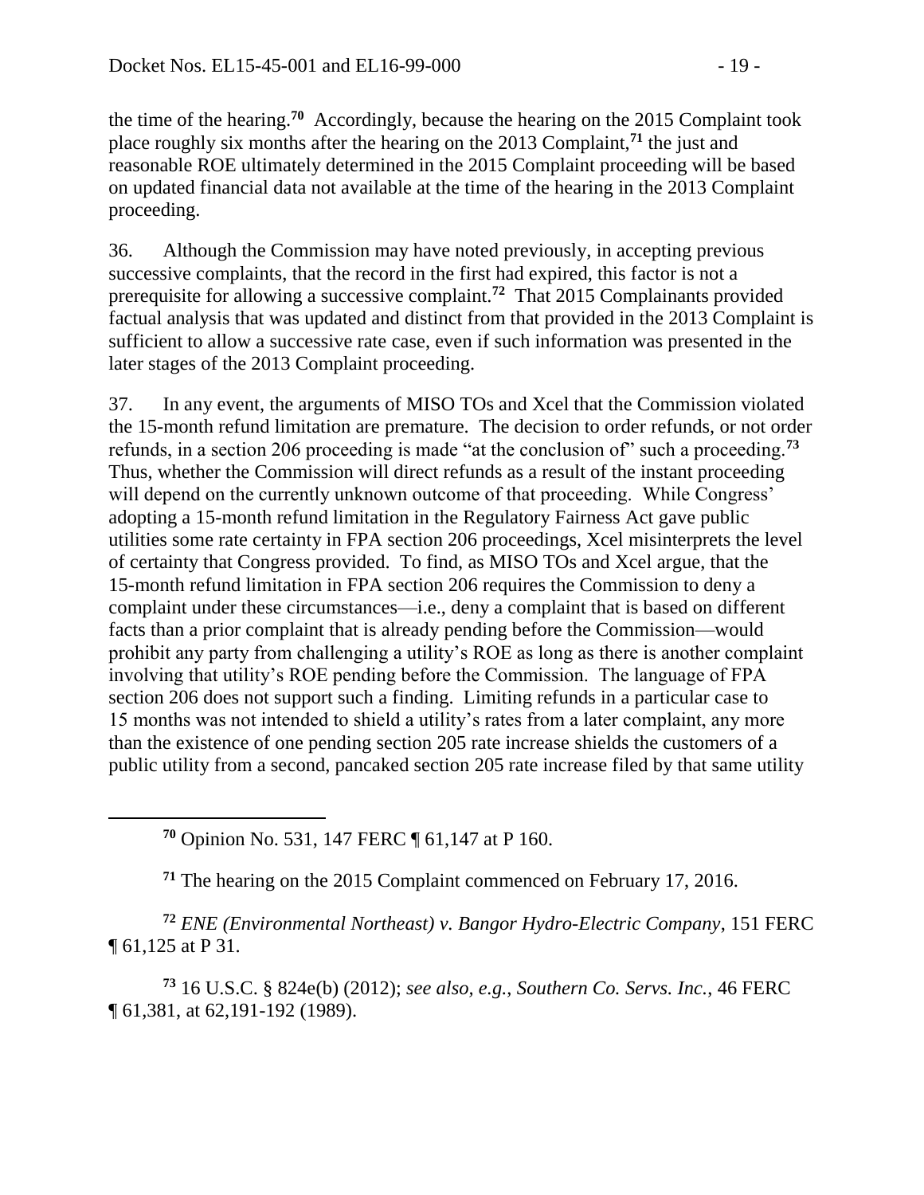the time of the hearing.[70] Accordingly, because the hearing on the 2015 Complaint took place roughly six months after the hearing on the 2013 Complaint,[71] the just and reasonable ROE ultimately determined in the 2015 Complaint proceeding will be based on updated financial data not available at the time of the hearing in the 2013 Complaint proceeding.

36. Although the Commission may have noted previously, in accepting previous successive complaints, that the record in the first had expired, this factor is not a prerequisite for allowing a successive complaint.[72] That 2015 Complainants provided factual analysis that was updated and distinct from that provided in the 2013 Complaint is sufficient to allow a successive rate case, even if such information was presented in the later stages of the 2013 Complaint proceeding.

37. In any event, the arguments of MISO TOs and Xcel that the Commission violated the 15-month refund limitation are premature. The decision to order refunds, or not order refunds, in a section 206 proceeding is made "at the conclusion of" such a proceeding.[73] Thus, whether the Commission will direct refunds as a result of the instant proceeding will depend on the currently unknown outcome of that proceeding. While Congress' adopting a 15-month refund limitation in the Regulatory Fairness Act gave public utilities some rate certainty in FPA section 206 proceedings, Xcel misinterprets the level of certainty that Congress provided. To find, as MISO TOs and Xcel argue, that the 15-month refund limitation in FPA section 206 requires the Commission to deny a complaint under these circumstances—i.e., deny a complaint that is based on different facts than a prior complaint that is already pending before the Commission—would prohibit any party from challenging a utility's ROE as long as there is another complaint involving that utility's ROE pending before the Commission. The language of FPA section 206 does not support such a finding. Limiting refunds in a particular case to 15 months was not intended to shield a utility's rates from a later complaint, any more than the existence of one pending section 205 rate increase shields the customers of a public utility from a second, pancaked section 205 rate increase filed by that same utility

---

[70] Opinion No. 531, 147 FERC ¶ 61,147 at P 160.

[71] The hearing on the 2015 Complaint commenced on February 17, 2016.

[72] *ENE (Environmental Northeast) v. Bangor Hydro-Electric Company*, 151 FERC ¶ 61,125 at P 31.

[73] 16 U.S.C. § 824e(b) (2012); *see also, e.g., Southern Co. Servs. Inc.*, 46 FERC ¶ 61,381, at 62,191-192 (1989).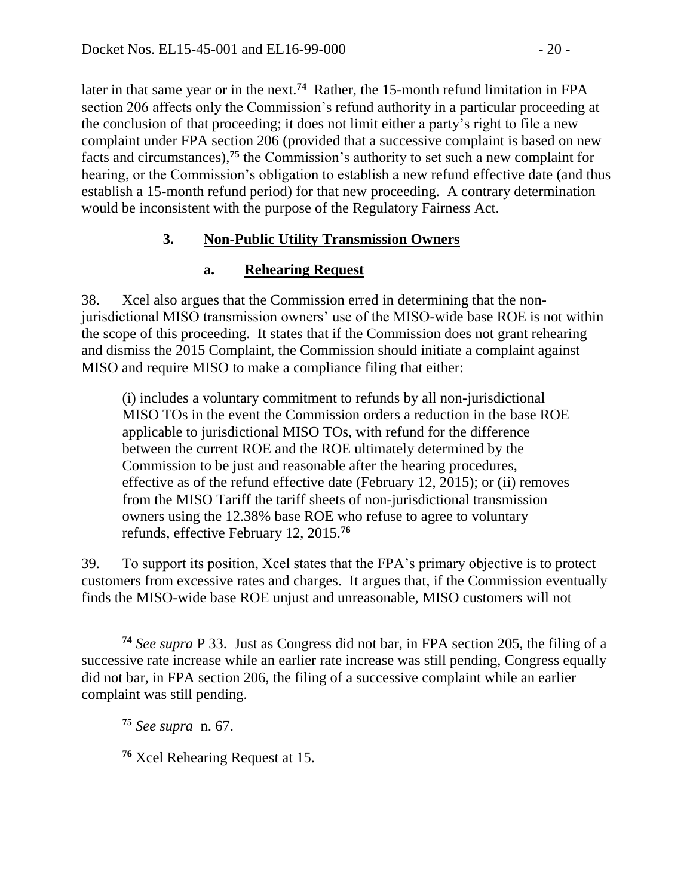later in that same year or in the next.[74] Rather, the 15-month refund limitation in FPA section 206 affects only the Commission's refund authority in a particular proceeding at the conclusion of that proceeding; it does not limit either a party's right to file a new complaint under FPA section 206 (provided that a successive complaint is based on new facts and circumstances),[75] the Commission's authority to set such a new complaint for hearing, or the Commission's obligation to establish a new refund effective date (and thus establish a 15-month refund period) for that new proceeding. A contrary determination would be inconsistent with the purpose of the Regulatory Fairness Act.

### 3. Non-Public Utility Transmission Owners

#### a. Rehearing Request

38. Xcel also argues that the Commission erred in determining that the non-jurisdictional MISO transmission owners' use of the MISO-wide base ROE is not within the scope of this proceeding. It states that if the Commission does not grant rehearing and dismiss the 2015 Complaint, the Commission should initiate a complaint against MISO and require MISO to make a compliance filing that either:

> (i) includes a voluntary commitment to refunds by all non-jurisdictional MISO TOs in the event the Commission orders a reduction in the base ROE applicable to jurisdictional MISO TOs, with refund for the difference between the current ROE and the ROE ultimately determined by the Commission to be just and reasonable after the hearing procedures, effective as of the refund effective date (February 12, 2015); or (ii) removes from the MISO Tariff the tariff sheets of non-jurisdictional transmission owners using the 12.38% base ROE who refuse to agree to voluntary refunds, effective February 12, 2015.[76]

39. To support its position, Xcel states that the FPA's primary objective is to protect customers from excessive rates and charges. It argues that, if the Commission eventually finds the MISO-wide base ROE unjust and unreasonable, MISO customers will not

---

[74] *See supra* P 33. Just as Congress did not bar, in FPA section 205, the filing of a successive rate increase while an earlier rate increase was still pending, Congress equally did not bar, in FPA section 206, the filing of a successive complaint while an earlier complaint was still pending.

[75] *See supra* n. 67.

[76] Xcel Rehearing Request at 15.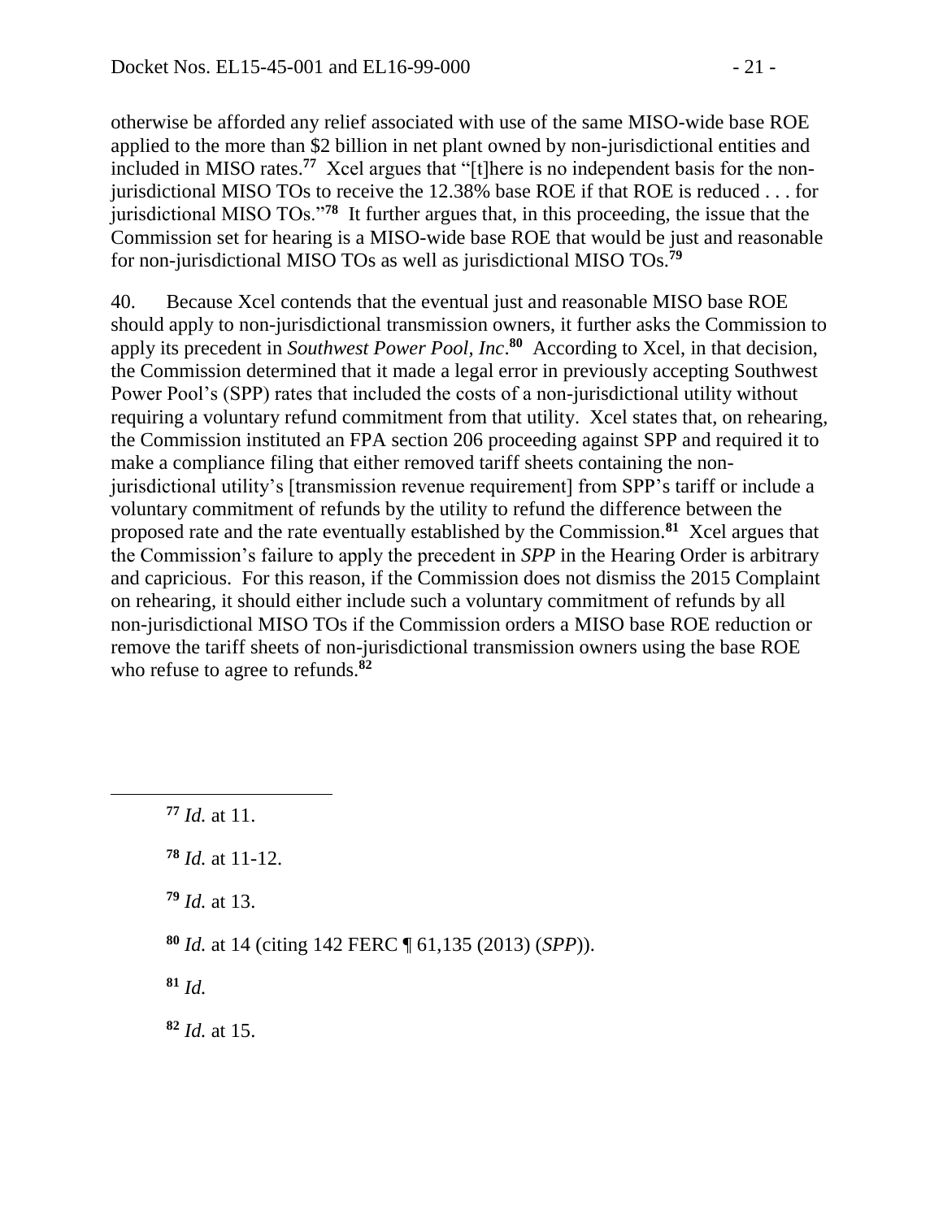otherwise be afforded any relief associated with use of the same MISO-wide base ROE applied to the more than $2 billion in net plant owned by non-jurisdictional entities and included in MISO rates.[77] Xcel argues that "[t]here is no independent basis for the non-jurisdictional MISO TOs to receive the 12.38% base ROE if that ROE is reduced . . . for jurisdictional MISO TOs."[78] It further argues that, in this proceeding, the issue that the Commission set for hearing is a MISO-wide base ROE that would be just and reasonable for non-jurisdictional MISO TOs as well as jurisdictional MISO TOs.[79]

40. Because Xcel contends that the eventual just and reasonable MISO base ROE should apply to non-jurisdictional transmission owners, it further asks the Commission to apply its precedent in *Southwest Power Pool, Inc*.[80] According to Xcel, in that decision, the Commission determined that it made a legal error in previously accepting Southwest Power Pool's (SPP) rates that included the costs of a non-jurisdictional utility without requiring a voluntary refund commitment from that utility. Xcel states that, on rehearing, the Commission instituted an FPA section 206 proceeding against SPP and required it to make a compliance filing that either removed tariff sheets containing the non-jurisdictional utility's [transmission revenue requirement] from SPP's tariff or include a voluntary commitment of refunds by the utility to refund the difference between the proposed rate and the rate eventually established by the Commission.[81] Xcel argues that the Commission's failure to apply the precedent in *SPP* in the Hearing Order is arbitrary and capricious. For this reason, if the Commission does not dismiss the 2015 Complaint on rehearing, it should either include such a voluntary commitment of refunds by all non-jurisdictional MISO TOs if the Commission orders a MISO base ROE reduction or remove the tariff sheets of non-jurisdictional transmission owners using the base ROE who refuse to agree to refunds.[82]

---

[77] *Id.* at 11.

[78] *Id.* at 11-12.

[79] *Id.* at 13.

[80] *Id.* at 14 (citing 142 FERC ¶ 61,135 (2013) (*SPP*)).

[81] *Id.*

[82] *Id.* at 15.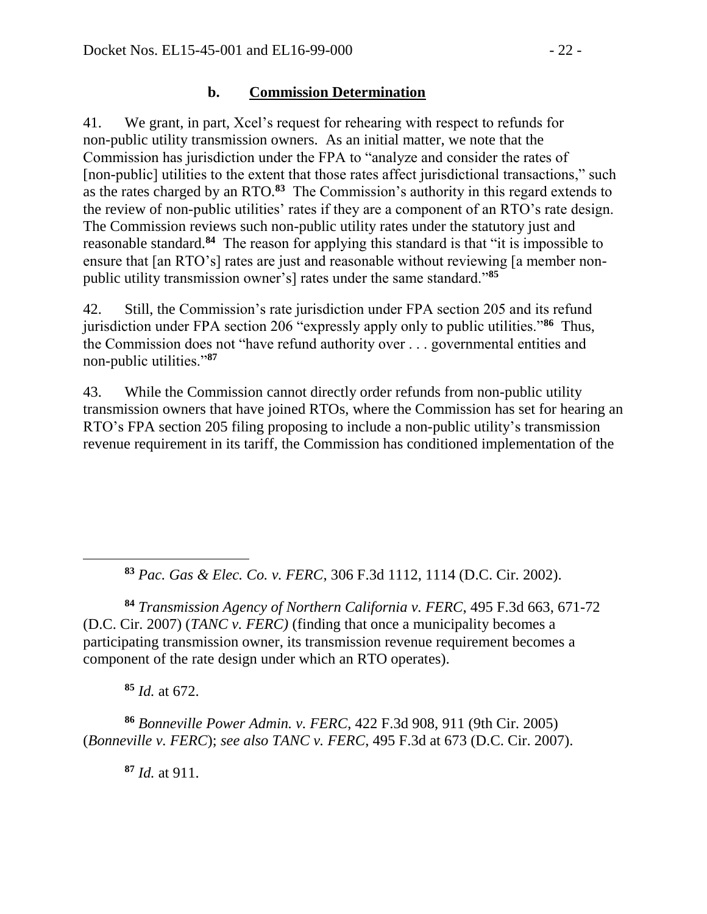### b. **Commission Determination**

41. We grant, in part, Xcel's request for rehearing with respect to refunds for non-public utility transmission owners. As an initial matter, we note that the Commission has jurisdiction under the FPA to "analyze and consider the rates of [non-public] utilities to the extent that those rates affect jurisdictional transactions," such as the rates charged by an RTO.[83] The Commission's authority in this regard extends to the review of non-public utilities' rates if they are a component of an RTO's rate design. The Commission reviews such non-public utility rates under the statutory just and reasonable standard.[84] The reason for applying this standard is that "it is impossible to ensure that [an RTO's] rates are just and reasonable without reviewing [a member non-public utility transmission owner's] rates under the same standard."[85]

42. Still, the Commission's rate jurisdiction under FPA section 205 and its refund jurisdiction under FPA section 206 "expressly apply only to public utilities."[86] Thus, the Commission does not "have refund authority over . . . governmental entities and non-public utilities."[87]

43. While the Commission cannot directly order refunds from non-public utility transmission owners that have joined RTOs, where the Commission has set for hearing an RTO's FPA section 205 filing proposing to include a non-public utility's transmission revenue requirement in its tariff, the Commission has conditioned implementation of the

---

[83] *Pac. Gas & Elec. Co. v. FERC*, 306 F.3d 1112, 1114 (D.C. Cir. 2002).

[84] *Transmission Agency of Northern California v. FERC*, 495 F.3d 663, 671-72 (D.C. Cir. 2007) (*TANC v. FERC)* (finding that once a municipality becomes a participating transmission owner, its transmission revenue requirement becomes a component of the rate design under which an RTO operates).

[85] *Id.* at 672.

[86] *Bonneville Power Admin. v. FERC*, 422 F.3d 908, 911 (9th Cir. 2005) (*Bonneville v. FERC*); *see also TANC v. FERC*, 495 F.3d at 673 (D.C. Cir. 2007).

[87] *Id.* at 911.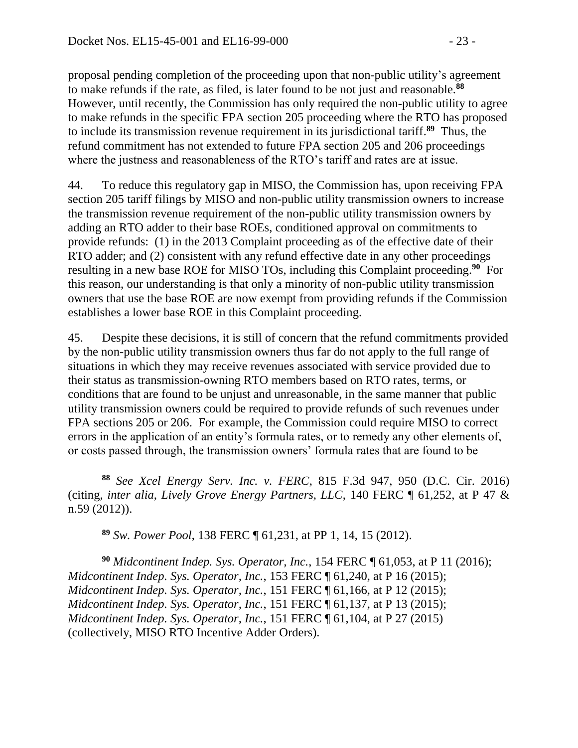proposal pending completion of the proceeding upon that non-public utility's agreement to make refunds if the rate, as filed, is later found to be not just and reasonable.[88] However, until recently, the Commission has only required the non-public utility to agree to make refunds in the specific FPA section 205 proceeding where the RTO has proposed to include its transmission revenue requirement in its jurisdictional tariff.[89] Thus, the refund commitment has not extended to future FPA section 205 and 206 proceedings where the justness and reasonableness of the RTO's tariff and rates are at issue.

44. To reduce this regulatory gap in MISO, the Commission has, upon receiving FPA section 205 tariff filings by MISO and non-public utility transmission owners to increase the transmission revenue requirement of the non-public utility transmission owners by adding an RTO adder to their base ROEs, conditioned approval on commitments to provide refunds: (1) in the 2013 Complaint proceeding as of the effective date of their RTO adder; and (2) consistent with any refund effective date in any other proceedings resulting in a new base ROE for MISO TOs, including this Complaint proceeding.[90] For this reason, our understanding is that only a minority of non-public utility transmission owners that use the base ROE are now exempt from providing refunds if the Commission establishes a lower base ROE in this Complaint proceeding.

45. Despite these decisions, it is still of concern that the refund commitments provided by the non-public utility transmission owners thus far do not apply to the full range of situations in which they may receive revenues associated with service provided due to their status as transmission-owning RTO members based on RTO rates, terms, or conditions that are found to be unjust and unreasonable, in the same manner that public utility transmission owners could be required to provide refunds of such revenues under FPA sections 205 or 206. For example, the Commission could require MISO to correct errors in the application of an entity's formula rates, or to remedy any other elements of, or costs passed through, the transmission owners' formula rates that are found to be

---

[88] *See Xcel Energy Serv. Inc. v. FERC*, 815 F.3d 947, 950 (D.C. Cir. 2016) (citing, *inter alia*, *Lively Grove Energy Partners, LLC*, 140 FERC ¶ 61,252, at P 47 & n.59 (2012)).

[89] *Sw. Power Pool*, 138 FERC ¶ 61,231, at PP 1, 14, 15 (2012).

[90] *Midcontinent Indep. Sys. Operator, Inc.*, 154 FERC ¶ 61,053, at P 11 (2016); *Midcontinent Indep. Sys. Operator, Inc.*, 153 FERC ¶ 61,240, at P 16 (2015); *Midcontinent Indep. Sys. Operator, Inc.*, 151 FERC ¶ 61,166, at P 12 (2015); *Midcontinent Indep. Sys. Operator, Inc.*, 151 FERC ¶ 61,137, at P 13 (2015); *Midcontinent Indep. Sys. Operator, Inc.*, 151 FERC ¶ 61,104, at P 27 (2015) (collectively, MISO RTO Incentive Adder Orders).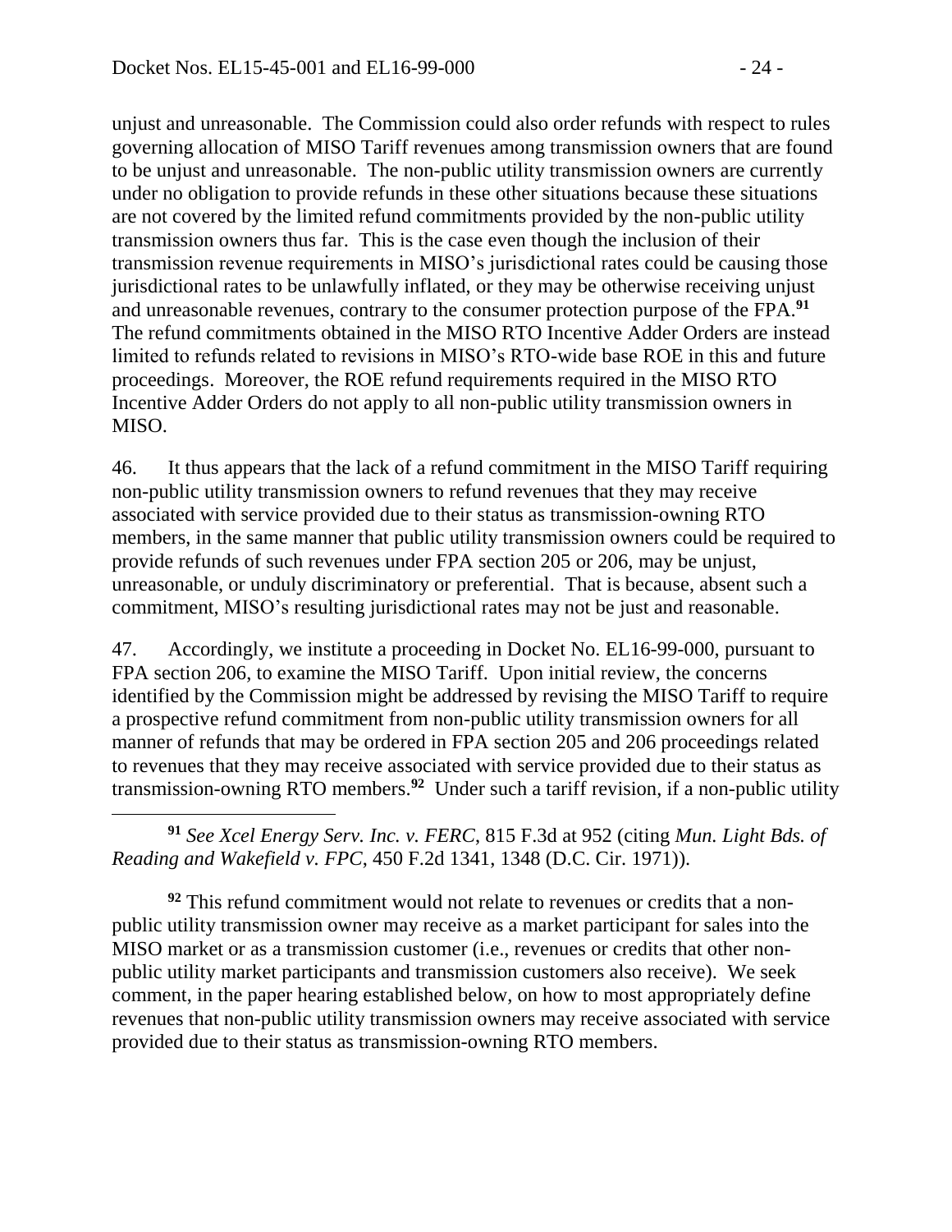unjust and unreasonable. The Commission could also order refunds with respect to rules governing allocation of MISO Tariff revenues among transmission owners that are found to be unjust and unreasonable. The non-public utility transmission owners are currently under no obligation to provide refunds in these other situations because these situations are not covered by the limited refund commitments provided by the non-public utility transmission owners thus far. This is the case even though the inclusion of their transmission revenue requirements in MISO's jurisdictional rates could be causing those jurisdictional rates to be unlawfully inflated, or they may be otherwise receiving unjust and unreasonable revenues, contrary to the consumer protection purpose of the FPA.[91] The refund commitments obtained in the MISO RTO Incentive Adder Orders are instead limited to refunds related to revisions in MISO's RTO-wide base ROE in this and future proceedings. Moreover, the ROE refund requirements required in the MISO RTO Incentive Adder Orders do not apply to all non-public utility transmission owners in MISO.

46. It thus appears that the lack of a refund commitment in the MISO Tariff requiring non-public utility transmission owners to refund revenues that they may receive associated with service provided due to their status as transmission-owning RTO members, in the same manner that public utility transmission owners could be required to provide refunds of such revenues under FPA section 205 or 206, may be unjust, unreasonable, or unduly discriminatory or preferential. That is because, absent such a commitment, MISO's resulting jurisdictional rates may not be just and reasonable.

47. Accordingly, we institute a proceeding in Docket No. EL16-99-000, pursuant to FPA section 206, to examine the MISO Tariff. Upon initial review, the concerns identified by the Commission might be addressed by revising the MISO Tariff to require a prospective refund commitment from non-public utility transmission owners for all manner of refunds that may be ordered in FPA section 205 and 206 proceedings related to revenues that they may receive associated with service provided due to their status as transmission-owning RTO members.[92] Under such a tariff revision, if a non-public utility

---

[91] *See Xcel Energy Serv. Inc. v. FERC*, 815 F.3d at 952 (citing *Mun. Light Bds. of Reading and Wakefield v. FPC*, 450 F.2d 1341, 1348 (D.C. Cir. 1971)).

[92] This refund commitment would not relate to revenues or credits that a non-public utility transmission owner may receive as a market participant for sales into the MISO market or as a transmission customer (i.e., revenues or credits that other non-public utility market participants and transmission customers also receive). We seek comment, in the paper hearing established below, on how to most appropriately define revenues that non-public utility transmission owners may receive associated with service provided due to their status as transmission-owning RTO members.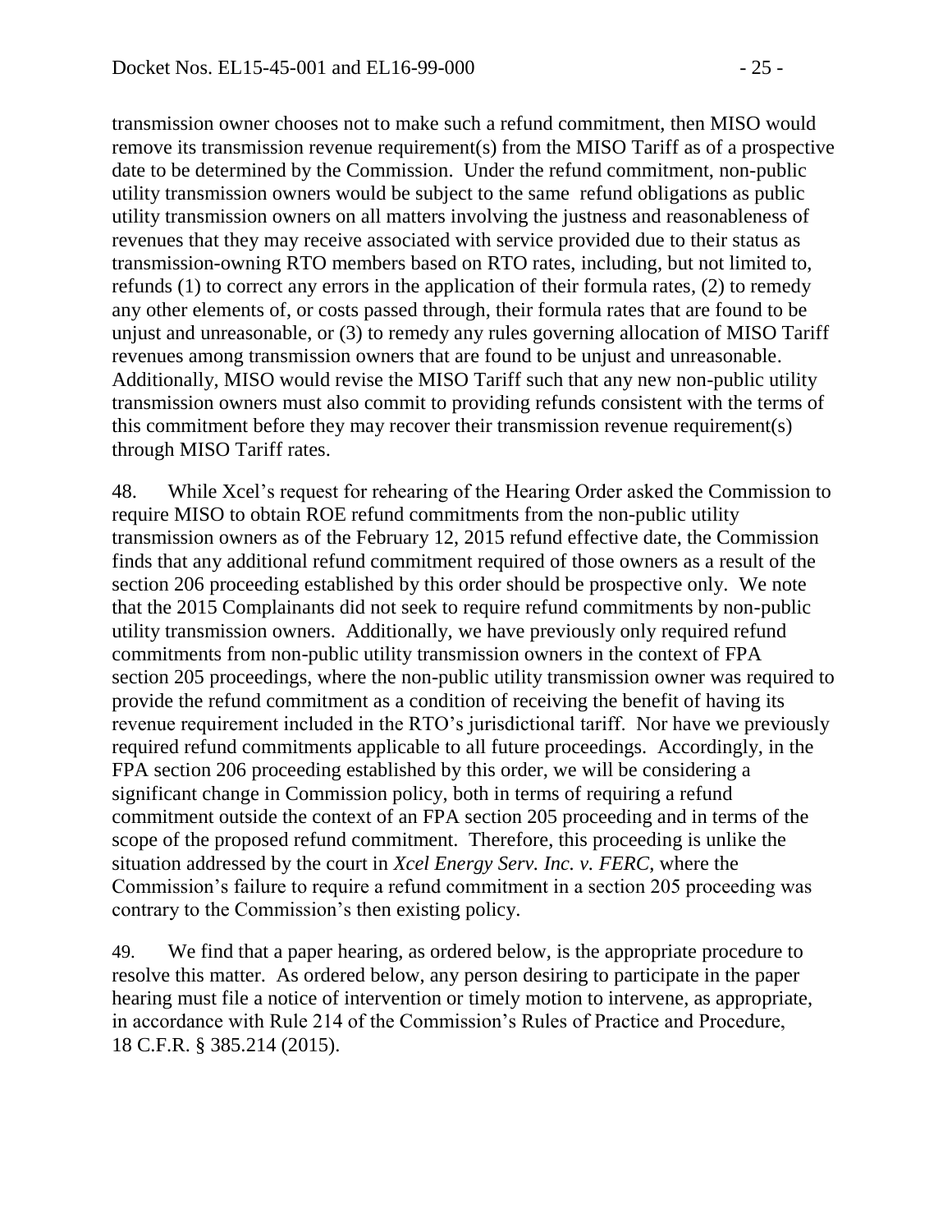transmission owner chooses not to make such a refund commitment, then MISO would remove its transmission revenue requirement(s) from the MISO Tariff as of a prospective date to be determined by the Commission. Under the refund commitment, non-public utility transmission owners would be subject to the same refund obligations as public utility transmission owners on all matters involving the justness and reasonableness of revenues that they may receive associated with service provided due to their status as transmission-owning RTO members based on RTO rates, including, but not limited to, refunds (1) to correct any errors in the application of their formula rates, (2) to remedy any other elements of, or costs passed through, their formula rates that are found to be unjust and unreasonable, or (3) to remedy any rules governing allocation of MISO Tariff revenues among transmission owners that are found to be unjust and unreasonable. Additionally, MISO would revise the MISO Tariff such that any new non-public utility transmission owners must also commit to providing refunds consistent with the terms of this commitment before they may recover their transmission revenue requirement(s) through MISO Tariff rates.

48. While Xcel's request for rehearing of the Hearing Order asked the Commission to require MISO to obtain ROE refund commitments from the non-public utility transmission owners as of the February 12, 2015 refund effective date, the Commission finds that any additional refund commitment required of those owners as a result of the section 206 proceeding established by this order should be prospective only. We note that the 2015 Complainants did not seek to require refund commitments by non-public utility transmission owners. Additionally, we have previously only required refund commitments from non-public utility transmission owners in the context of FPA section 205 proceedings, where the non-public utility transmission owner was required to provide the refund commitment as a condition of receiving the benefit of having its revenue requirement included in the RTO's jurisdictional tariff. Nor have we previously required refund commitments applicable to all future proceedings. Accordingly, in the FPA section 206 proceeding established by this order, we will be considering a significant change in Commission policy, both in terms of requiring a refund commitment outside the context of an FPA section 205 proceeding and in terms of the scope of the proposed refund commitment. Therefore, this proceeding is unlike the situation addressed by the court in *Xcel Energy Serv. Inc. v. FERC*, where the Commission's failure to require a refund commitment in a section 205 proceeding was contrary to the Commission's then existing policy.

49. We find that a paper hearing, as ordered below, is the appropriate procedure to resolve this matter. As ordered below, any person desiring to participate in the paper hearing must file a notice of intervention or timely motion to intervene, as appropriate, in accordance with Rule 214 of the Commission's Rules of Practice and Procedure, 18 C.F.R. § 385.214 (2015).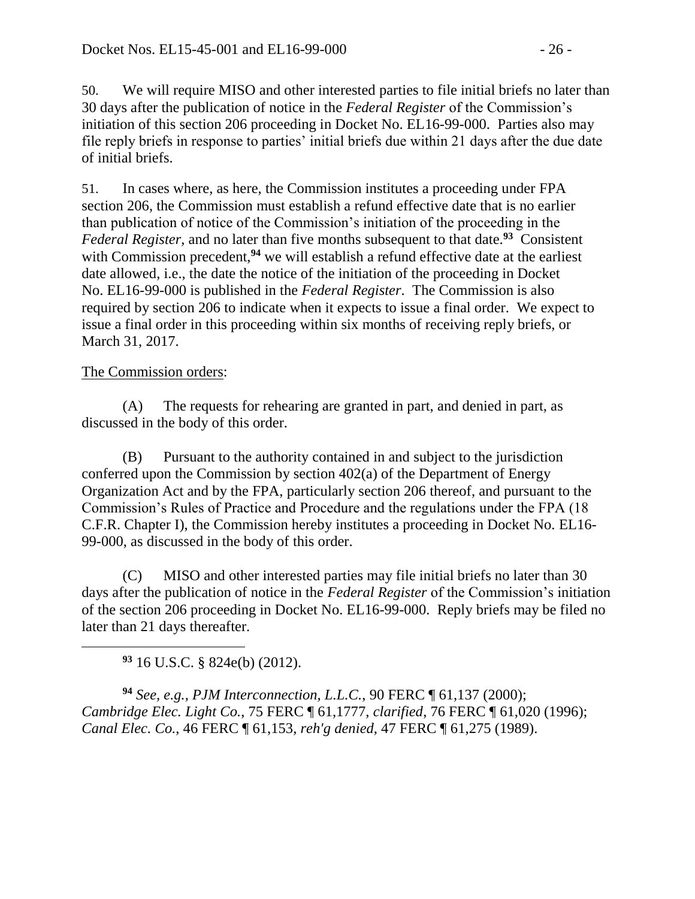50. We will require MISO and other interested parties to file initial briefs no later than 30 days after the publication of notice in the *Federal Register* of the Commission's initiation of this section 206 proceeding in Docket No. EL16-99-000. Parties also may file reply briefs in response to parties' initial briefs due within 21 days after the due date of initial briefs.

51. In cases where, as here, the Commission institutes a proceeding under FPA section 206, the Commission must establish a refund effective date that is no earlier than publication of notice of the Commission's initiation of the proceeding in the *Federal Register*, and no later than five months subsequent to that date.[93] Consistent with Commission precedent,[94] we will establish a refund effective date at the earliest date allowed, i.e., the date the notice of the initiation of the proceeding in Docket No. EL16-99-000 is published in the *Federal Register*. The Commission is also required by section 206 to indicate when it expects to issue a final order. We expect to issue a final order in this proceeding within six months of receiving reply briefs, or March 31, 2017.

<u>The Commission orders</u>:

(A) The requests for rehearing are granted in part, and denied in part, as discussed in the body of this order.

(B) Pursuant to the authority contained in and subject to the jurisdiction conferred upon the Commission by section 402(a) of the Department of Energy Organization Act and by the FPA, particularly section 206 thereof, and pursuant to the Commission's Rules of Practice and Procedure and the regulations under the FPA (18 C.F.R. Chapter I), the Commission hereby institutes a proceeding in Docket No. EL16-99-000, as discussed in the body of this order.

(C) MISO and other interested parties may file initial briefs no later than 30 days after the publication of notice in the *Federal Register* of the Commission's initiation of the section 206 proceeding in Docket No. EL16-99-000. Reply briefs may be filed no later than 21 days thereafter.

---

[93] 16 U.S.C. § 824e(b) (2012).

[94] *See, e.g.*, *PJM Interconnection, L.L.C.*, 90 FERC ¶ 61,137 (2000); *Cambridge Elec. Light Co.*, 75 FERC ¶ 61,1777, *clarified*, 76 FERC ¶ 61,020 (1996); *Canal Elec. Co.*, 46 FERC ¶ 61,153, *reh'g denied*, 47 FERC ¶ 61,275 (1989).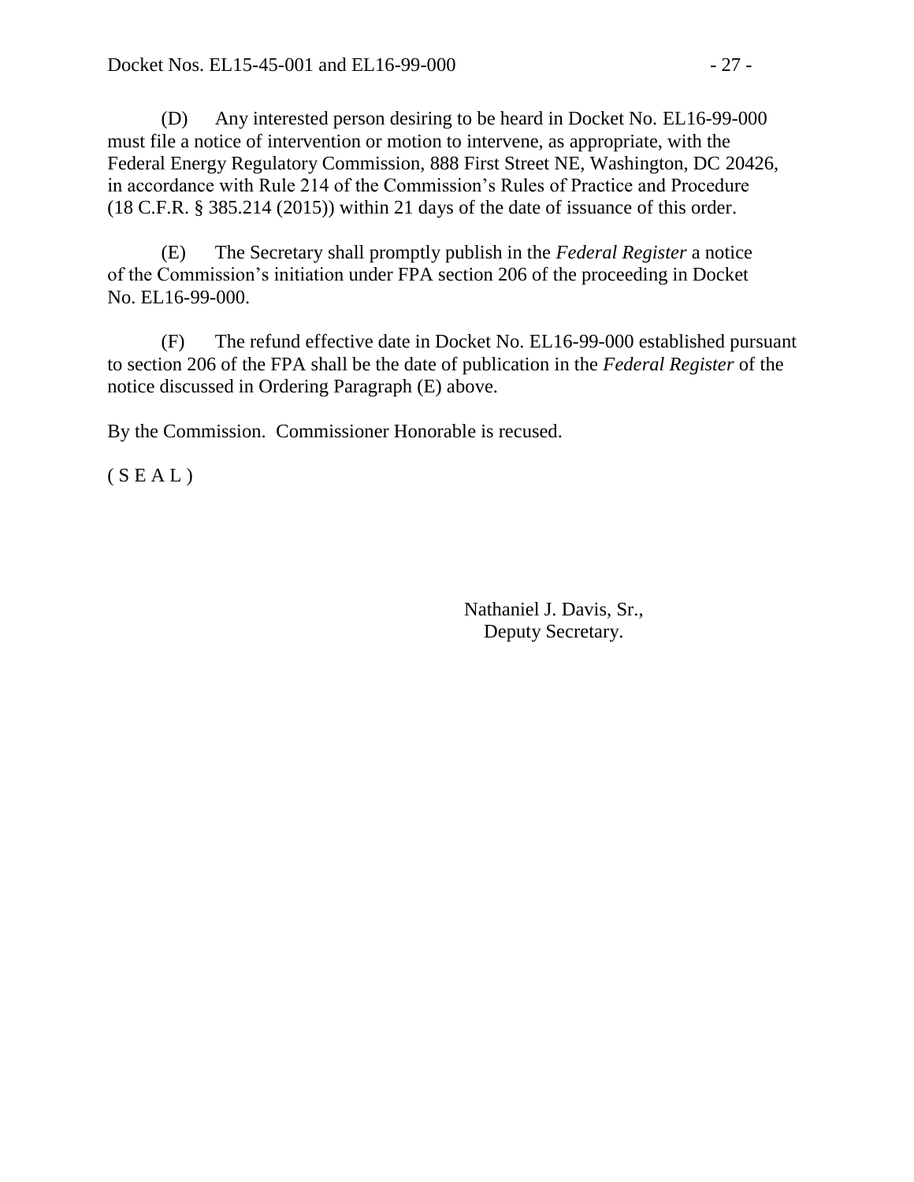(D) Any interested person desiring to be heard in Docket No. EL16-99-000 must file a notice of intervention or motion to intervene, as appropriate, with the Federal Energy Regulatory Commission, 888 First Street NE, Washington, DC 20426, in accordance with Rule 214 of the Commission's Rules of Practice and Procedure (18 C.F.R. § 385.214 (2015)) within 21 days of the date of issuance of this order.

(E) The Secretary shall promptly publish in the *Federal Register* a notice of the Commission's initiation under FPA section 206 of the proceeding in Docket No. EL16-99-000.

(F) The refund effective date in Docket No. EL16-99-000 established pursuant to section 206 of the FPA shall be the date of publication in the *Federal Register* of the notice discussed in Ordering Paragraph (E) above.

By the Commission. Commissioner Honorable is recused.

( S E A L )

Nathaniel J. Davis, Sr.,
Deputy Secretary.